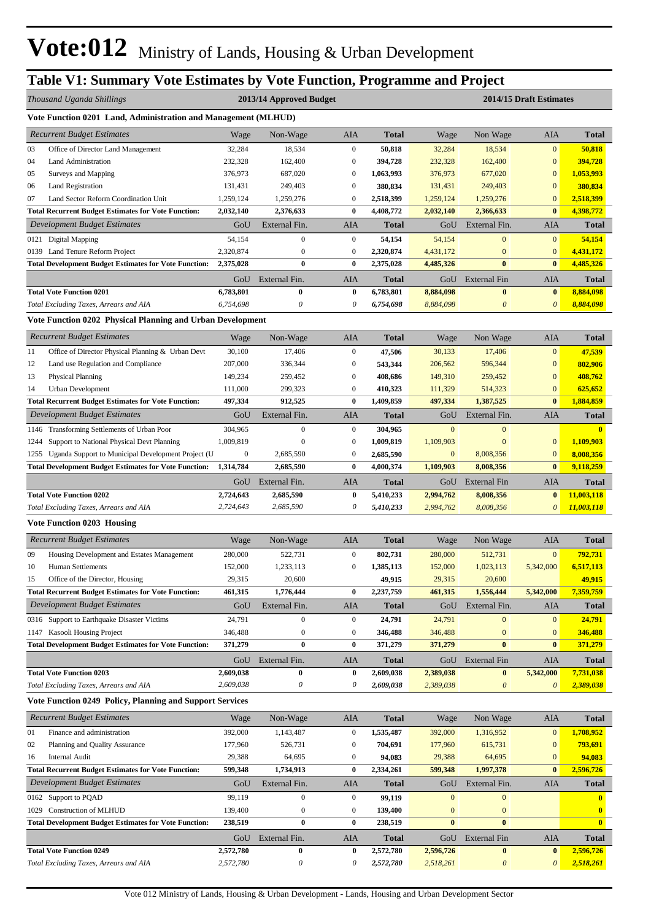# Vote:012 Ministry of Lands, Housing & Urban Development

## Table V1: Summary Vote Estimates by Vote Function, Programme and Project

| *Thousand Uganda Shillings* | 2013/14 Approved Budget | | | | 2014/15 Draft Estimates | | | |
|---|---|---|---|---|---|---|---|---|
| **Vote Function 0201 Land, Administration and Management (MLHUD)** | | | | | | | | |
| *Recurrent Budget Estimates* | Wage | Non-Wage | AIA | **Total** | Wage | Non Wage | AIA | **Total** |
| 03 Office of Director Land Management | 32,284 | 18,534 | 0 | **50,818** | 32,284 | 18,534 | 0 | **50,818** |
| 04 Land Administration | 232,328 | 162,400 | 0 | **394,728** | 232,328 | 162,400 | 0 | **394,728** |
| 05 Surveys and Mapping | 376,973 | 687,020 | 0 | **1,063,993** | 376,973 | 677,020 | 0 | **1,053,993** |
| 06 Land Registration | 131,431 | 249,403 | 0 | **380,834** | 131,431 | 249,403 | 0 | **380,834** |
| 07 Land Sector Reform Coordination Unit | 1,259,124 | 1,259,276 | 0 | **2,518,399** | 1,259,124 | 1,259,276 | 0 | **2,518,399** |
| **Total Recurrent Budget Estimates for Vote Function:** | **2,032,140** | **2,376,633** | **0** | **4,408,772** | **2,032,140** | **2,366,633** | **0** | **4,398,772** |
| *Development Budget Estimates* | GoU | External Fin. | AIA | **Total** | GoU | External Fin. | AIA | **Total** |
| 0121 Digital Mapping | 54,154 | 0 | 0 | **54,154** | 54,154 | 0 | 0 | **54,154** |
| 0139 Land Tenure Reform Project | 2,320,874 | 0 | 0 | **2,320,874** | 4,431,172 | 0 | 0 | **4,431,172** |
| **Total Development Budget Estimates for Vote Function:** | **2,375,028** | **0** | **0** | **2,375,028** | **4,485,326** | **0** | **0** | **4,485,326** |
| | GoU | External Fin. | AIA | **Total** | GoU | External Fin | AIA | **Total** |
| **Total Vote Function 0201** | **6,783,801** | **0** | **0** | **6,783,801** | **8,884,098** | **0** | **0** | **8,884,098** |
| *Total Excluding Taxes, Arrears and AIA* | *6,754,698* | *0* | *0* | ***6,754,698*** | *8,884,098* | *0* | *0* | ***8,884,098*** |
| **Vote Function 0202 Physical Planning and Urban Development** | | | | | | | | |
| *Recurrent Budget Estimates* | Wage | Non-Wage | AIA | **Total** | Wage | Non Wage | AIA | **Total** |
| 11 Office of Director Physical Planning & Urban Devt | 30,100 | 17,406 | 0 | **47,506** | 30,133 | 17,406 | 0 | **47,539** |
| 12 Land use Regulation and Compliance | 207,000 | 336,344 | 0 | **543,344** | 206,562 | 596,344 | 0 | **802,906** |
| 13 Physical Planning | 149,234 | 259,452 | 0 | **408,686** | 149,310 | 259,452 | 0 | **408,762** |
| 14 Urban Development | 111,000 | 299,323 | 0 | **410,323** | 111,329 | 514,323 | 0 | **625,652** |
| **Total Recurrent Budget Estimates for Vote Function:** | **497,334** | **912,525** | **0** | **1,409,859** | **497,334** | **1,387,525** | **0** | **1,884,859** |
| *Development Budget Estimates* | GoU | External Fin. | AIA | **Total** | GoU | External Fin. | AIA | **Total** |
| 1146 Transforming Settlements of Urban Poor | 304,965 | 0 | 0 | **304,965** | 0 | 0 | | **0** |
| 1244 Support to National Physical Devt Planning | 1,009,819 | 0 | 0 | **1,009,819** | 1,109,903 | 0 | 0 | **1,109,903** |
| 1255 Uganda Support to Municipal Development Project (U | 0 | 2,685,590 | 0 | **2,685,590** | 0 | 8,008,356 | 0 | **8,008,356** |
| **Total Development Budget Estimates for Vote Function:** | **1,314,784** | **2,685,590** | **0** | **4,000,374** | **1,109,903** | **8,008,356** | **0** | **9,118,259** |
| | GoU | External Fin. | AIA | **Total** | GoU | External Fin | AIA | **Total** |
| **Total Vote Function 0202** | **2,724,643** | **2,685,590** | **0** | **5,410,233** | **2,994,762** | **8,008,356** | **0** | **11,003,118** |
| *Total Excluding Taxes, Arrears and AIA* | *2,724,643* | *2,685,590* | *0* | ***5,410,233*** | *2,994,762* | *8,008,356* | *0* | ***11,003,118*** |
| **Vote Function 0203 Housing** | | | | | | | | |
| *Recurrent Budget Estimates* | Wage | Non-Wage | AIA | **Total** | Wage | Non Wage | AIA | **Total** |
| 09 Housing Development and Estates Management | 280,000 | 522,731 | 0 | **802,731** | 280,000 | 512,731 | 0 | **792,731** |
| 10 Human Settlements | 152,000 | 1,233,113 | 0 | **1,385,113** | 152,000 | 1,023,113 | 5,342,000 | **6,517,113** |
| 15 Office of the Director, Housing | 29,315 | 20,600 | | **49,915** | 29,315 | 20,600 | | **49,915** |
| **Total Recurrent Budget Estimates for Vote Function:** | **461,315** | **1,776,444** | **0** | **2,237,759** | **461,315** | **1,556,444** | **5,342,000** | **7,359,759** |
| *Development Budget Estimates* | GoU | External Fin. | AIA | **Total** | GoU | External Fin. | AIA | **Total** |
| 0316 Support to Earthquake Disaster Victims | 24,791 | 0 | 0 | **24,791** | 24,791 | 0 | 0 | **24,791** |
| 1147 Kasooli Housing Project | 346,488 | 0 | 0 | **346,488** | 346,488 | 0 | 0 | **346,488** |
| **Total Development Budget Estimates for Vote Function:** | **371,279** | **0** | **0** | **371,279** | **371,279** | **0** | **0** | **371,279** |
| | GoU | External Fin. | AIA | **Total** | GoU | External Fin | AIA | **Total** |
| **Total Vote Function 0203** | **2,609,038** | **0** | **0** | **2,609,038** | **2,389,038** | **0** | **5,342,000** | **7,731,038** |
| *Total Excluding Taxes, Arrears and AIA* | *2,609,038* | *0* | *0* | ***2,609,038*** | *2,389,038* | *0* | *0* | ***2,389,038*** |
| **Vote Function 0249 Policy, Planning and Support Services** | | | | | | | | |
| *Recurrent Budget Estimates* | Wage | Non-Wage | AIA | **Total** | Wage | Non Wage | AIA | **Total** |
| 01 Finance and administration | 392,000 | 1,143,487 | 0 | **1,535,487** | 392,000 | 1,316,952 | 0 | **1,708,952** |
| 02 Planning and Quality Assurance | 177,960 | 526,731 | 0 | **704,691** | 177,960 | 615,731 | 0 | **793,691** |
| 16 Internal Audit | 29,388 | 64,695 | 0 | **94,083** | 29,388 | 64,695 | 0 | **94,083** |
| **Total Recurrent Budget Estimates for Vote Function:** | **599,348** | **1,734,913** | **0** | **2,334,261** | **599,348** | **1,997,378** | **0** | **2,596,726** |
| *Development Budget Estimates* | GoU | External Fin. | AIA | **Total** | GoU | External Fin. | AIA | **Total** |
| 0162 Support to PQAD | 99,119 | 0 | 0 | **99,119** | 0 | 0 | | **0** |
| 1029 Construction of MLHUD | 139,400 | 0 | 0 | **139,400** | 0 | 0 | | **0** |
| **Total Development Budget Estimates for Vote Function:** | **238,519** | **0** | **0** | **238,519** | **0** | **0** | | **0** |
| | GoU | External Fin. | AIA | **Total** | GoU | External Fin | AIA | **Total** |
| **Total Vote Function 0249** | **2,572,780** | **0** | **0** | **2,572,780** | **2,596,726** | **0** | **0** | **2,596,726** |
| *Total Excluding Taxes, Arrears and AIA* | *2,572,780* | *0* | *0* | ***2,572,780*** | *2,518,261* | *0* | *0* | ***2,518,261*** |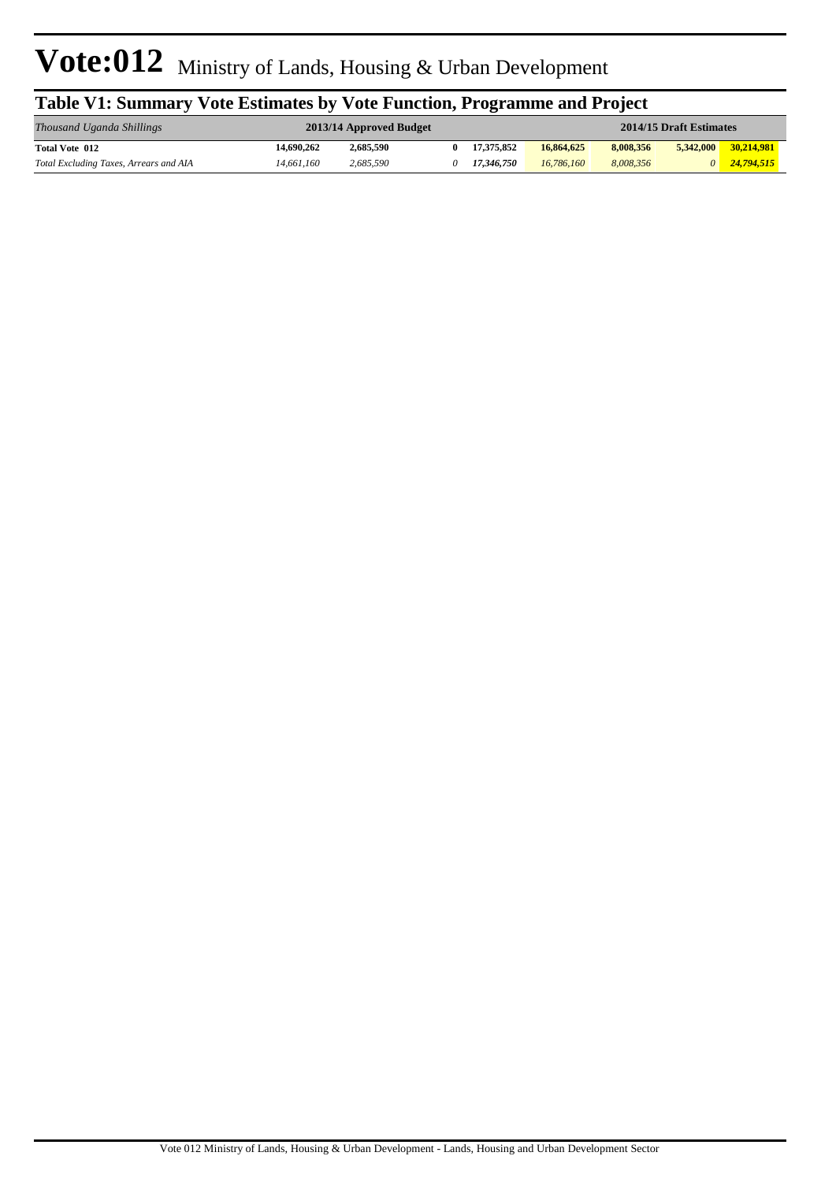# Vote:012 Ministry of Lands, Housing & Urban Development

## Table V1: Summary Vote Estimates by Vote Function, Programme and Project

| *Thousand Uganda Shillings* | 2013/14 Approved Budget | | | | 2014/15 Draft Estimates | | | |
|---|---|---|---|---|---|---|---|---|
| **Total Vote 012** | **14,690,262** | **2,685,590** | **0** | **17,375,852** | **16,864,625** | **8,008,356** | **5,342,000** | **30,214,981** |
| *Total Excluding Taxes, Arrears and AIA* | *14,661,160* | *2,685,590* | *0* | ***17,346,750*** | *16,786,160* | *8,008,356* | *0* | ***24,794,515*** |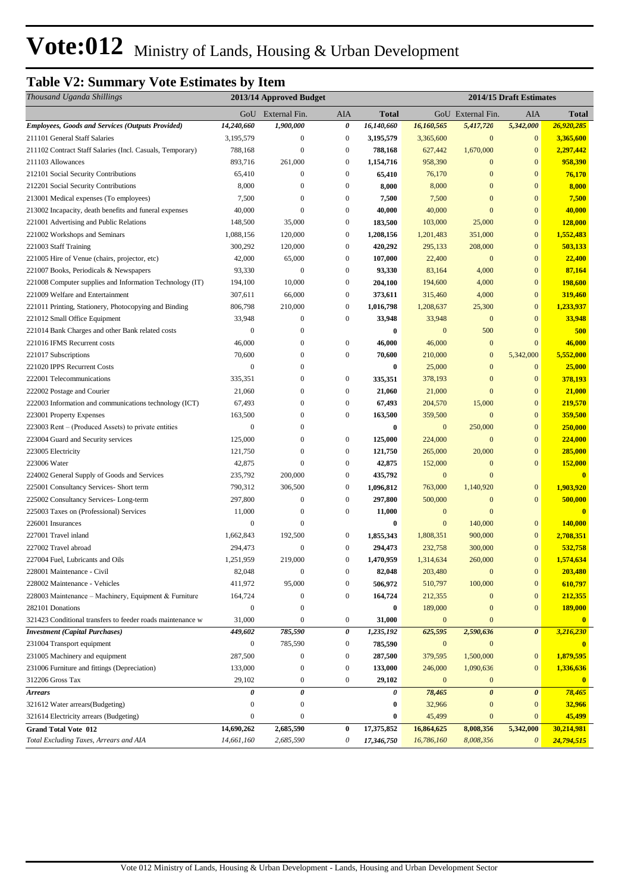# Vote:012 Ministry of Lands, Housing & Urban Development

## Table V2: Summary Vote Estimates by Item

| *Thousand Uganda Shillings* | 2013/14 Approved Budget | | | | 2014/15 Draft Estimates | | | |
|---|---|---|---|---|---|---|---|---|
| | GoU | External Fin. | AIA | Total | GoU | External Fin. | AIA | Total |
| ***Employees, Goods and Services (Outputs Provided)*** | ***14,240,660*** | ***1,900,000*** | ***0*** | ***16,140,660*** | ***16,160,565*** | ***5,417,720*** | ***5,342,000*** | ***26,920,285*** |
| 211101 General Staff Salaries | 3,195,579 | 0 | 0 | **3,195,579** | 3,365,600 | 0 | 0 | **3,365,600** |
| 211102 Contract Staff Salaries (Incl. Casuals, Temporary) | 788,168 | 0 | 0 | **788,168** | 627,442 | 1,670,000 | 0 | **2,297,442** |
| 211103 Allowances | 893,716 | 261,000 | 0 | **1,154,716** | 958,390 | 0 | 0 | **958,390** |
| 212101 Social Security Contributions | 65,410 | 0 | 0 | **65,410** | 76,170 | 0 | 0 | **76,170** |
| 212201 Social Security Contributions | 8,000 | 0 | 0 | **8,000** | 8,000 | 0 | 0 | **8,000** |
| 213001 Medical expenses (To employees) | 7,500 | 0 | 0 | **7,500** | 7,500 | 0 | 0 | **7,500** |
| 213002 Incapacity, death benefits and funeral expenses | 40,000 | 0 | 0 | **40,000** | 40,000 | 0 | 0 | **40,000** |
| 221001 Advertising and Public Relations | 148,500 | 35,000 | 0 | **183,500** | 103,000 | 25,000 | 0 | **128,000** |
| 221002 Workshops and Seminars | 1,088,156 | 120,000 | 0 | **1,208,156** | 1,201,483 | 351,000 | 0 | **1,552,483** |
| 221003 Staff Training | 300,292 | 120,000 | 0 | **420,292** | 295,133 | 208,000 | 0 | **503,133** |
| 221005 Hire of Venue (chairs, projector, etc) | 42,000 | 65,000 | 0 | **107,000** | 22,400 | 0 | 0 | **22,400** |
| 221007 Books, Periodicals & Newspapers | 93,330 | 0 | 0 | **93,330** | 83,164 | 4,000 | 0 | **87,164** |
| 221008 Computer supplies and Information Technology (IT) | 194,100 | 10,000 | 0 | **204,100** | 194,600 | 4,000 | 0 | **198,600** |
| 221009 Welfare and Entertainment | 307,611 | 66,000 | 0 | **373,611** | 315,460 | 4,000 | 0 | **319,460** |
| 221011 Printing, Stationery, Photocopying and Binding | 806,798 | 210,000 | 0 | **1,016,798** | 1,208,637 | 25,300 | 0 | **1,233,937** |
| 221012 Small Office Equipment | 33,948 | 0 | 0 | **33,948** | 33,948 | 0 | 0 | **33,948** |
| 221014 Bank Charges and other Bank related costs | 0 | 0 | | **0** | 0 | 500 | 0 | **500** |
| 221016 IFMS Recurrent costs | 46,000 | 0 | 0 | **46,000** | 46,000 | 0 | 0 | **46,000** |
| 221017 Subscriptions | 70,600 | 0 | 0 | **70,600** | 210,000 | 0 | 5,342,000 | **5,552,000** |
| 221020 IPPS Recurrent Costs | 0 | 0 | | **0** | 25,000 | 0 | 0 | **25,000** |
| 222001 Telecommunications | 335,351 | 0 | 0 | **335,351** | 378,193 | 0 | 0 | **378,193** |
| 222002 Postage and Courier | 21,060 | 0 | 0 | **21,060** | 21,000 | 0 | 0 | **21,000** |
| 222003 Information and communications technology (ICT) | 67,493 | 0 | 0 | **67,493** | 204,570 | 15,000 | 0 | **219,570** |
| 223001 Property Expenses | 163,500 | 0 | 0 | **163,500** | 359,500 | 0 | 0 | **359,500** |
| 223003 Rent – (Produced Assets) to private entities | 0 | 0 | | **0** | 0 | 250,000 | 0 | **250,000** |
| 223004 Guard and Security services | 125,000 | 0 | 0 | **125,000** | 224,000 | 0 | 0 | **224,000** |
| 223005 Electricity | 121,750 | 0 | 0 | **121,750** | 265,000 | 20,000 | 0 | **285,000** |
| 223006 Water | 42,875 | 0 | 0 | **42,875** | 152,000 | 0 | 0 | **152,000** |
| 224002 General Supply of Goods and Services | 235,792 | 200,000 | 0 | **435,792** | 0 | 0 | | **0** |
| 225001 Consultancy Services- Short term | 790,312 | 306,500 | 0 | **1,096,812** | 763,000 | 1,140,920 | 0 | **1,903,920** |
| 225002 Consultancy Services- Long-term | 297,800 | 0 | 0 | **297,800** | 500,000 | 0 | 0 | **500,000** |
| 225003 Taxes on (Professional) Services | 11,000 | 0 | 0 | **11,000** | 0 | 0 | | **0** |
| 226001 Insurances | 0 | 0 | | **0** | 0 | 140,000 | 0 | **140,000** |
| 227001 Travel inland | 1,662,843 | 192,500 | 0 | **1,855,343** | 1,808,351 | 900,000 | 0 | **2,708,351** |
| 227002 Travel abroad | 294,473 | 0 | 0 | **294,473** | 232,758 | 300,000 | 0 | **532,758** |
| 227004 Fuel, Lubricants and Oils | 1,251,959 | 219,000 | 0 | **1,470,959** | 1,314,634 | 260,000 | 0 | **1,574,634** |
| 228001 Maintenance - Civil | 82,048 | 0 | 0 | **82,048** | 203,480 | 0 | 0 | **203,480** |
| 228002 Maintenance - Vehicles | 411,972 | 95,000 | 0 | **506,972** | 510,797 | 100,000 | 0 | **610,797** |
| 228003 Maintenance – Machinery, Equipment & Furniture | 164,724 | 0 | 0 | **164,724** | 212,355 | 0 | 0 | **212,355** |
| 282101 Donations | 0 | 0 | | **0** | 189,000 | 0 | 0 | **189,000** |
| 321423 Conditional transfers to feeder roads maintenance w | 31,000 | 0 | 0 | **31,000** | 0 | 0 | | **0** |
| ***Investment (Capital Purchases)*** | ***449,602*** | ***785,590*** | ***0*** | ***1,235,192*** | ***625,595*** | ***2,590,636*** | ***0*** | ***3,216,230*** |
| 231004 Transport equipment | 0 | 785,590 | 0 | **785,590** | 0 | 0 | | **0** |
| 231005 Machinery and equipment | 287,500 | 0 | 0 | **287,500** | 379,595 | 1,500,000 | 0 | **1,879,595** |
| 231006 Furniture and fittings (Depreciation) | 133,000 | 0 | 0 | **133,000** | 246,000 | 1,090,636 | 0 | **1,336,636** |
| 312206 Gross Tax | 29,102 | 0 | 0 | **29,102** | 0 | 0 | | **0** |
| ***Arrears*** | ***0*** | ***0*** | | ***0*** | ***78,465*** | ***0*** | ***0*** | ***78,465*** |
| 321612 Water arrears(Budgeting) | 0 | 0 | | **0** | 32,966 | 0 | 0 | **32,966** |
| 321614 Electricity arrears (Budgeting) | 0 | 0 | | **0** | 45,499 | 0 | 0 | **45,499** |
| **Grand Total Vote 012** | **14,690,262** | **2,685,590** | **0** | **17,375,852** | **16,864,625** | **8,008,356** | **5,342,000** | **30,214,981** |
| *Total Excluding Taxes, Arrears and AIA* | *14,661,160* | *2,685,590* | *0* | ***17,346,750*** | *16,786,160* | *8,008,356* | *0* | ***24,794,515*** |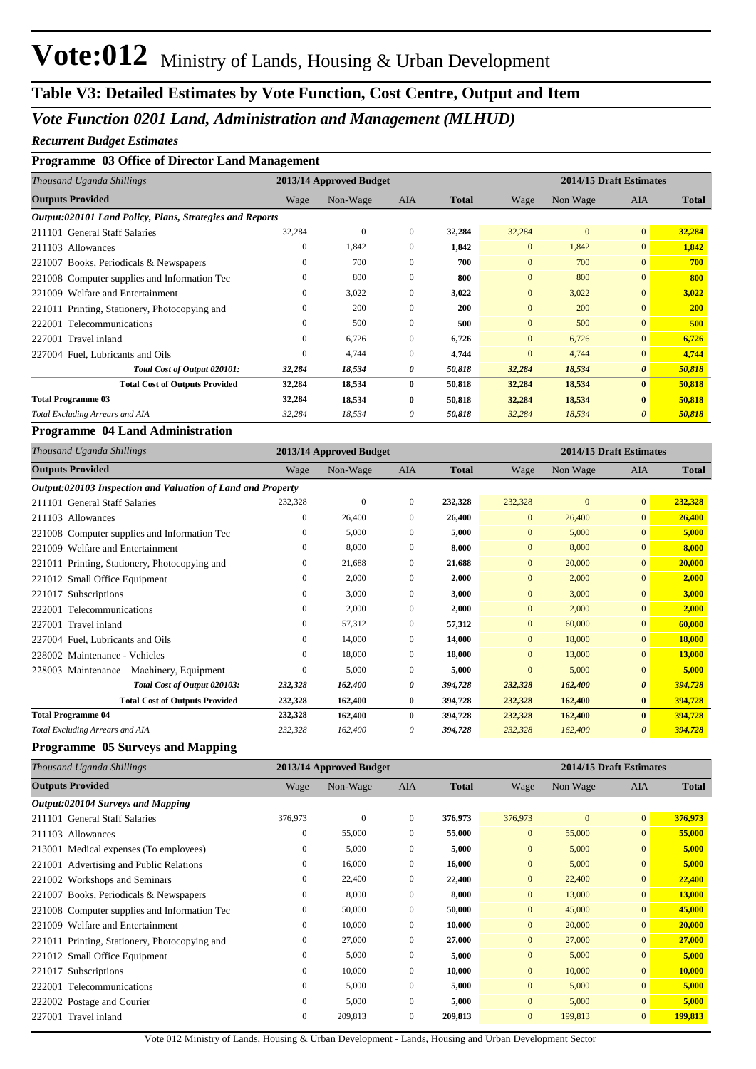# Vote:012 Ministry of Lands, Housing & Urban Development

## Table V3: Detailed Estimates by Vote Function, Cost Centre, Output and Item

### *Vote Function 0201 Land, Administration and Management (MLHUD)*

***Recurrent Budget Estimates***

**Programme 03 Office of Director Land Management**

| *Thousand Uganda Shillings* | 2013/14 Approved Budget | | | | 2014/15 Draft Estimates | | | |
|---|---|---|---|---|---|---|---|---|
| **Outputs Provided** | Wage | Non-Wage | AIA | **Total** | Wage | Non Wage | AIA | **Total** |
| ***Output:020101 Land Policy, Plans, Strategies and Reports*** | | | | | | | | |
| 211101 General Staff Salaries | 32,284 | 0 | 0 | **32,284** | 32,284 | 0 | 0 | **32,284** |
| 211103 Allowances | 0 | 1,842 | 0 | **1,842** | 0 | 1,842 | 0 | **1,842** |
| 221007 Books, Periodicals & Newspapers | 0 | 700 | 0 | **700** | 0 | 700 | 0 | **700** |
| 221008 Computer supplies and Information Tec | 0 | 800 | 0 | **800** | 0 | 800 | 0 | **800** |
| 221009 Welfare and Entertainment | 0 | 3,022 | 0 | **3,022** | 0 | 3,022 | 0 | **3,022** |
| 221011 Printing, Stationery, Photocopying and | 0 | 200 | 0 | **200** | 0 | 200 | 0 | **200** |
| 222001 Telecommunications | 0 | 500 | 0 | **500** | 0 | 500 | 0 | **500** |
| 227001 Travel inland | 0 | 6,726 | 0 | **6,726** | 0 | 6,726 | 0 | **6,726** |
| 227004 Fuel, Lubricants and Oils | 0 | 4,744 | 0 | **4,744** | 0 | 4,744 | 0 | **4,744** |
| ***Total Cost of Output 020101:*** | ***32,284*** | ***18,534*** | ***0*** | ***50,818*** | ***32,284*** | ***18,534*** | ***0*** | ***50,818*** |
| **Total Cost of Outputs Provided** | **32,284** | **18,534** | **0** | **50,818** | **32,284** | **18,534** | **0** | **50,818** |
| **Total Programme 03** | **32,284** | **18,534** | **0** | **50,818** | **32,284** | **18,534** | **0** | **50,818** |
| *Total Excluding Arrears and AIA* | *32,284* | *18,534* | *0* | *50,818* | *32,284* | *18,534* | *0* | *50,818* |

**Programme 04 Land Administration**

| *Thousand Uganda Shillings* | 2013/14 Approved Budget | | | | 2014/15 Draft Estimates | | | |
|---|---|---|---|---|---|---|---|---|
| **Outputs Provided** | Wage | Non-Wage | AIA | **Total** | Wage | Non Wage | AIA | **Total** |
| ***Output:020103 Inspection and Valuation of Land and Property*** | | | | | | | | |
| 211101 General Staff Salaries | 232,328 | 0 | 0 | **232,328** | 232,328 | 0 | 0 | **232,328** |
| 211103 Allowances | 0 | 26,400 | 0 | **26,400** | 0 | 26,400 | 0 | **26,400** |
| 221008 Computer supplies and Information Tec | 0 | 5,000 | 0 | **5,000** | 0 | 5,000 | 0 | **5,000** |
| 221009 Welfare and Entertainment | 0 | 8,000 | 0 | **8,000** | 0 | 8,000 | 0 | **8,000** |
| 221011 Printing, Stationery, Photocopying and | 0 | 21,688 | 0 | **21,688** | 0 | 20,000 | 0 | **20,000** |
| 221012 Small Office Equipment | 0 | 2,000 | 0 | **2,000** | 0 | 2,000 | 0 | **2,000** |
| 221017 Subscriptions | 0 | 3,000 | 0 | **3,000** | 0 | 3,000 | 0 | **3,000** |
| 222001 Telecommunications | 0 | 2,000 | 0 | **2,000** | 0 | 2,000 | 0 | **2,000** |
| 227001 Travel inland | 0 | 57,312 | 0 | **57,312** | 0 | 60,000 | 0 | **60,000** |
| 227004 Fuel, Lubricants and Oils | 0 | 14,000 | 0 | **14,000** | 0 | 18,000 | 0 | **18,000** |
| 228002 Maintenance - Vehicles | 0 | 18,000 | 0 | **18,000** | 0 | 13,000 | 0 | **13,000** |
| 228003 Maintenance – Machinery, Equipment | 0 | 5,000 | 0 | **5,000** | 0 | 5,000 | 0 | **5,000** |
| ***Total Cost of Output 020103:*** | ***232,328*** | ***162,400*** | ***0*** | ***394,728*** | ***232,328*** | ***162,400*** | ***0*** | ***394,728*** |
| **Total Cost of Outputs Provided** | **232,328** | **162,400** | **0** | **394,728** | **232,328** | **162,400** | **0** | **394,728** |
| **Total Programme 04** | **232,328** | **162,400** | **0** | **394,728** | **232,328** | **162,400** | **0** | **394,728** |
| *Total Excluding Arrears and AIA* | *232,328* | *162,400* | *0* | *394,728* | *232,328* | *162,400* | *0* | *394,728* |

**Programme 05 Surveys and Mapping**

| *Thousand Uganda Shillings* | 2013/14 Approved Budget | | | | 2014/15 Draft Estimates | | | |
|---|---|---|---|---|---|---|---|---|
| **Outputs Provided** | Wage | Non-Wage | AIA | **Total** | Wage | Non Wage | AIA | **Total** |
| ***Output:020104 Surveys and Mapping*** | | | | | | | | |
| 211101 General Staff Salaries | 376,973 | 0 | 0 | **376,973** | 376,973 | 0 | 0 | **376,973** |
| 211103 Allowances | 0 | 55,000 | 0 | **55,000** | 0 | 55,000 | 0 | **55,000** |
| 213001 Medical expenses (To employees) | 0 | 5,000 | 0 | **5,000** | 0 | 5,000 | 0 | **5,000** |
| 221001 Advertising and Public Relations | 0 | 16,000 | 0 | **16,000** | 0 | 5,000 | 0 | **5,000** |
| 221002 Workshops and Seminars | 0 | 22,400 | 0 | **22,400** | 0 | 22,400 | 0 | **22,400** |
| 221007 Books, Periodicals & Newspapers | 0 | 8,000 | 0 | **8,000** | 0 | 13,000 | 0 | **13,000** |
| 221008 Computer supplies and Information Tec | 0 | 50,000 | 0 | **50,000** | 0 | 45,000 | 0 | **45,000** |
| 221009 Welfare and Entertainment | 0 | 10,000 | 0 | **10,000** | 0 | 20,000 | 0 | **20,000** |
| 221011 Printing, Stationery, Photocopying and | 0 | 27,000 | 0 | **27,000** | 0 | 27,000 | 0 | **27,000** |
| 221012 Small Office Equipment | 0 | 5,000 | 0 | **5,000** | 0 | 5,000 | 0 | **5,000** |
| 221017 Subscriptions | 0 | 10,000 | 0 | **10,000** | 0 | 10,000 | 0 | **10,000** |
| 222001 Telecommunications | 0 | 5,000 | 0 | **5,000** | 0 | 5,000 | 0 | **5,000** |
| 222002 Postage and Courier | 0 | 5,000 | 0 | **5,000** | 0 | 5,000 | 0 | **5,000** |
| 227001 Travel inland | 0 | 209,813 | 0 | **209,813** | 0 | 199,813 | 0 | **199,813** |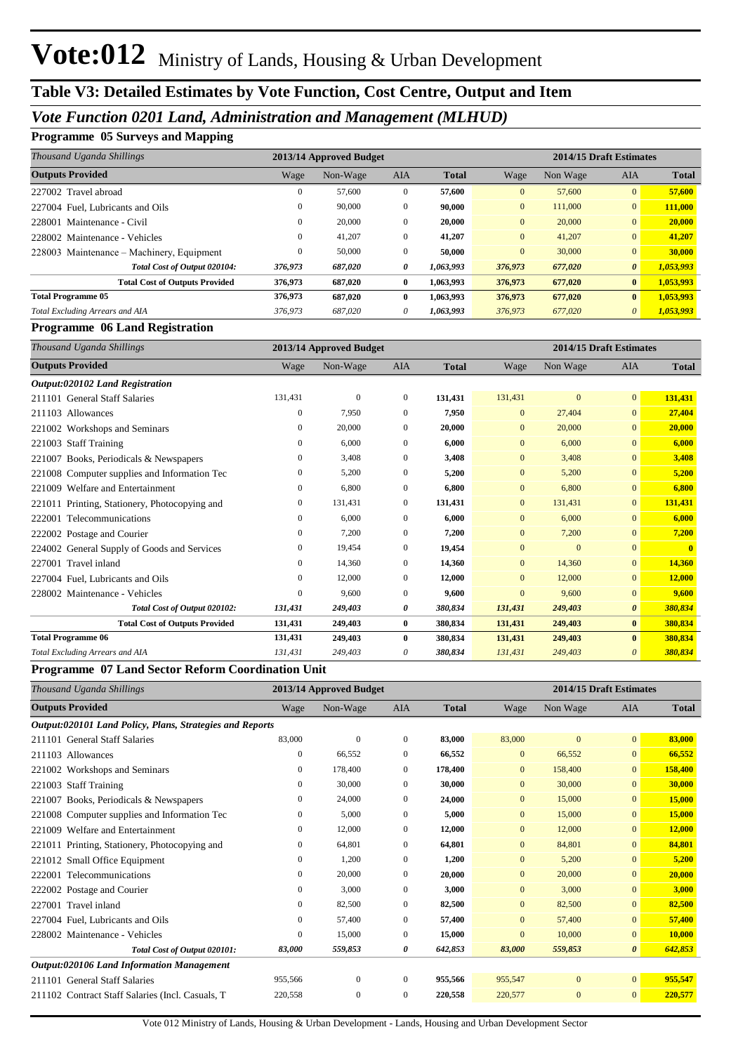# Vote:012 Ministry of Lands, Housing & Urban Development

## Table V3: Detailed Estimates by Vote Function, Cost Centre, Output and Item

### *Vote Function 0201 Land, Administration and Management (MLHUD)*

**Programme 05 Surveys and Mapping**

| *Thousand Uganda Shillings* | 2013/14 Approved Budget | | | | 2014/15 Draft Estimates | | | |
|---|---|---|---|---|---|---|---|---|
| **Outputs Provided** | Wage | Non-Wage | AIA | **Total** | Wage | Non Wage | AIA | **Total** |
| 227002 Travel abroad | 0 | 57,600 | 0 | **57,600** | 0 | 57,600 | 0 | **57,600** |
| 227004 Fuel, Lubricants and Oils | 0 | 90,000 | 0 | **90,000** | 0 | 111,000 | 0 | **111,000** |
| 228001 Maintenance - Civil | 0 | 20,000 | 0 | **20,000** | 0 | 20,000 | 0 | **20,000** |
| 228002 Maintenance - Vehicles | 0 | 41,207 | 0 | **41,207** | 0 | 41,207 | 0 | **41,207** |
| 228003 Maintenance – Machinery, Equipment | 0 | 50,000 | 0 | **50,000** | 0 | 30,000 | 0 | **30,000** |
| ***Total Cost of Output 020104:*** | ***376,973*** | ***687,020*** | ***0*** | ***1,063,993*** | ***376,973*** | ***677,020*** | ***0*** | ***1,053,993*** |
| **Total Cost of Outputs Provided** | **376,973** | **687,020** | **0** | **1,063,993** | **376,973** | **677,020** | **0** | **1,053,993** |
| **Total Programme 05** | **376,973** | **687,020** | **0** | **1,063,993** | **376,973** | **677,020** | **0** | **1,053,993** |
| *Total Excluding Arrears and AIA* | *376,973* | *687,020* | *0* | *1,063,993* | *376,973* | *677,020* | *0* | *1,053,993* |

**Programme 06 Land Registration**

| *Thousand Uganda Shillings* | 2013/14 Approved Budget | | | | 2014/15 Draft Estimates | | | |
|---|---|---|---|---|---|---|---|---|
| **Outputs Provided** | Wage | Non-Wage | AIA | **Total** | Wage | Non Wage | AIA | **Total** |
| ***Output:020102 Land Registration*** | | | | | | | | |
| 211101 General Staff Salaries | 131,431 | 0 | 0 | **131,431** | 131,431 | 0 | 0 | **131,431** |
| 211103 Allowances | 0 | 7,950 | 0 | **7,950** | 0 | 27,404 | 0 | **27,404** |
| 221002 Workshops and Seminars | 0 | 20,000 | 0 | **20,000** | 0 | 20,000 | 0 | **20,000** |
| 221003 Staff Training | 0 | 6,000 | 0 | **6,000** | 0 | 6,000 | 0 | **6,000** |
| 221007 Books, Periodicals & Newspapers | 0 | 3,408 | 0 | **3,408** | 0 | 3,408 | 0 | **3,408** |
| 221008 Computer supplies and Information Tec | 0 | 5,200 | 0 | **5,200** | 0 | 5,200 | 0 | **5,200** |
| 221009 Welfare and Entertainment | 0 | 6,800 | 0 | **6,800** | 0 | 6,800 | 0 | **6,800** |
| 221011 Printing, Stationery, Photocopying and | 0 | 131,431 | 0 | **131,431** | 0 | 131,431 | 0 | **131,431** |
| 222001 Telecommunications | 0 | 6,000 | 0 | **6,000** | 0 | 6,000 | 0 | **6,000** |
| 222002 Postage and Courier | 0 | 7,200 | 0 | **7,200** | 0 | 7,200 | 0 | **7,200** |
| 224002 General Supply of Goods and Services | 0 | 19,454 | 0 | **19,454** | 0 | 0 | 0 | **0** |
| 227001 Travel inland | 0 | 14,360 | 0 | **14,360** | 0 | 14,360 | 0 | **14,360** |
| 227004 Fuel, Lubricants and Oils | 0 | 12,000 | 0 | **12,000** | 0 | 12,000 | 0 | **12,000** |
| 228002 Maintenance - Vehicles | 0 | 9,600 | 0 | **9,600** | 0 | 9,600 | 0 | **9,600** |
| ***Total Cost of Output 020102:*** | ***131,431*** | ***249,403*** | ***0*** | ***380,834*** | ***131,431*** | ***249,403*** | ***0*** | ***380,834*** |
| **Total Cost of Outputs Provided** | **131,431** | **249,403** | **0** | **380,834** | **131,431** | **249,403** | **0** | **380,834** |
| **Total Programme 06** | **131,431** | **249,403** | **0** | **380,834** | **131,431** | **249,403** | **0** | **380,834** |
| *Total Excluding Arrears and AIA* | *131,431* | *249,403* | *0* | *380,834* | *131,431* | *249,403* | *0* | *380,834* |

**Programme 07 Land Sector Reform Coordination Unit**

| *Thousand Uganda Shillings* | 2013/14 Approved Budget | | | | 2014/15 Draft Estimates | | | |
|---|---|---|---|---|---|---|---|---|
| **Outputs Provided** | Wage | Non-Wage | AIA | **Total** | Wage | Non Wage | AIA | **Total** |
| ***Output:020101 Land Policy, Plans, Strategies and Reports*** | | | | | | | | |
| 211101 General Staff Salaries | 83,000 | 0 | 0 | **83,000** | 83,000 | 0 | 0 | **83,000** |
| 211103 Allowances | 0 | 66,552 | 0 | **66,552** | 0 | 66,552 | 0 | **66,552** |
| 221002 Workshops and Seminars | 0 | 178,400 | 0 | **178,400** | 0 | 158,400 | 0 | **158,400** |
| 221003 Staff Training | 0 | 30,000 | 0 | **30,000** | 0 | 30,000 | 0 | **30,000** |
| 221007 Books, Periodicals & Newspapers | 0 | 24,000 | 0 | **24,000** | 0 | 15,000 | 0 | **15,000** |
| 221008 Computer supplies and Information Tec | 0 | 5,000 | 0 | **5,000** | 0 | 15,000 | 0 | **15,000** |
| 221009 Welfare and Entertainment | 0 | 12,000 | 0 | **12,000** | 0 | 12,000 | 0 | **12,000** |
| 221011 Printing, Stationery, Photocopying and | 0 | 64,801 | 0 | **64,801** | 0 | 84,801 | 0 | **84,801** |
| 221012 Small Office Equipment | 0 | 1,200 | 0 | **1,200** | 0 | 5,200 | 0 | **5,200** |
| 222001 Telecommunications | 0 | 20,000 | 0 | **20,000** | 0 | 20,000 | 0 | **20,000** |
| 222002 Postage and Courier | 0 | 3,000 | 0 | **3,000** | 0 | 3,000 | 0 | **3,000** |
| 227001 Travel inland | 0 | 82,500 | 0 | **82,500** | 0 | 82,500 | 0 | **82,500** |
| 227004 Fuel, Lubricants and Oils | 0 | 57,400 | 0 | **57,400** | 0 | 57,400 | 0 | **57,400** |
| 228002 Maintenance - Vehicles | 0 | 15,000 | 0 | **15,000** | 0 | 10,000 | 0 | **10,000** |
| ***Total Cost of Output 020101:*** | ***83,000*** | ***559,853*** | ***0*** | ***642,853*** | ***83,000*** | ***559,853*** | ***0*** | ***642,853*** |
| ***Output:020106 Land Information Management*** | | | | | | | | |
| 211101 General Staff Salaries | 955,566 | 0 | 0 | **955,566** | 955,547 | 0 | 0 | **955,547** |
| 211102 Contract Staff Salaries (Incl. Casuals, T | 220,558 | 0 | 0 | **220,558** | 220,577 | 0 | 0 | **220,577** |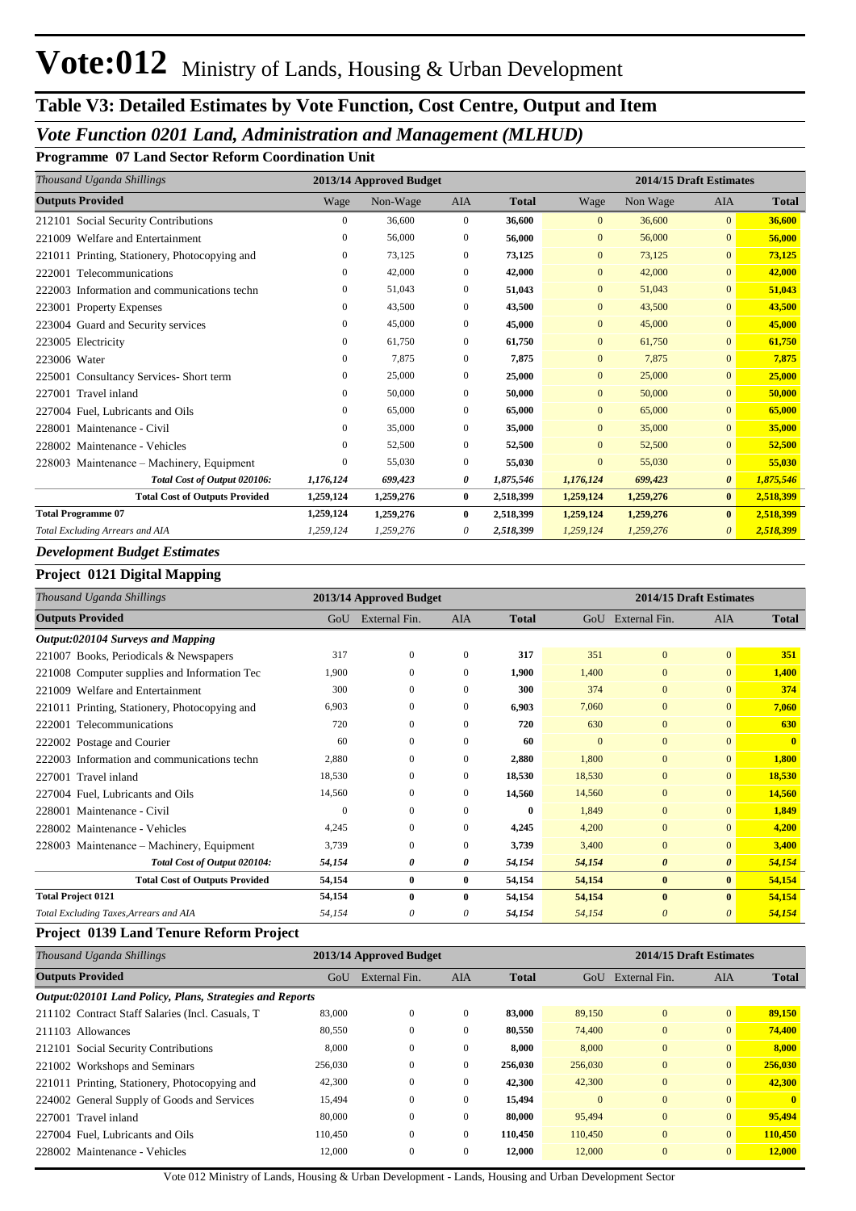# Vote:012 Ministry of Lands, Housing & Urban Development

## Table V3: Detailed Estimates by Vote Function, Cost Centre, Output and Item

### *Vote Function 0201 Land, Administration and Management (MLHUD)*

**Programme 07 Land Sector Reform Coordination Unit**

| *Thousand Uganda Shillings* | 2013/14 Approved Budget | | | | 2014/15 Draft Estimates | | | |
|---|---|---|---|---|---|---|---|---|
| **Outputs Provided** | Wage | Non-Wage | AIA | **Total** | Wage | Non Wage | AIA | **Total** |
| 212101 Social Security Contributions | 0 | 36,600 | 0 | **36,600** | 0 | 36,600 | 0 | **36,600** |
| 221009 Welfare and Entertainment | 0 | 56,000 | 0 | **56,000** | 0 | 56,000 | 0 | **56,000** |
| 221011 Printing, Stationery, Photocopying and | 0 | 73,125 | 0 | **73,125** | 0 | 73,125 | 0 | **73,125** |
| 222001 Telecommunications | 0 | 42,000 | 0 | **42,000** | 0 | 42,000 | 0 | **42,000** |
| 222003 Information and communications techn | 0 | 51,043 | 0 | **51,043** | 0 | 51,043 | 0 | **51,043** |
| 223001 Property Expenses | 0 | 43,500 | 0 | **43,500** | 0 | 43,500 | 0 | **43,500** |
| 223004 Guard and Security services | 0 | 45,000 | 0 | **45,000** | 0 | 45,000 | 0 | **45,000** |
| 223005 Electricity | 0 | 61,750 | 0 | **61,750** | 0 | 61,750 | 0 | **61,750** |
| 223006 Water | 0 | 7,875 | 0 | **7,875** | 0 | 7,875 | 0 | **7,875** |
| 225001 Consultancy Services- Short term | 0 | 25,000 | 0 | **25,000** | 0 | 25,000 | 0 | **25,000** |
| 227001 Travel inland | 0 | 50,000 | 0 | **50,000** | 0 | 50,000 | 0 | **50,000** |
| 227004 Fuel, Lubricants and Oils | 0 | 65,000 | 0 | **65,000** | 0 | 65,000 | 0 | **65,000** |
| 228001 Maintenance - Civil | 0 | 35,000 | 0 | **35,000** | 0 | 35,000 | 0 | **35,000** |
| 228002 Maintenance - Vehicles | 0 | 52,500 | 0 | **52,500** | 0 | 52,500 | 0 | **52,500** |
| 228003 Maintenance – Machinery, Equipment | 0 | 55,030 | 0 | **55,030** | 0 | 55,030 | 0 | **55,030** |
| *Total Cost of Output 020106:* | *1,176,124* | *699,423* | *0* | *1,875,546* | *1,176,124* | *699,423* | *0* | *1,875,546* |
| **Total Cost of Outputs Provided** | **1,259,124** | **1,259,276** | **0** | **2,518,399** | **1,259,124** | **1,259,276** | **0** | **2,518,399** |
| **Total Programme 07** | **1,259,124** | **1,259,276** | **0** | **2,518,399** | **1,259,124** | **1,259,276** | **0** | **2,518,399** |
| *Total Excluding Arrears and AIA* | *1,259,124* | *1,259,276* | *0* | *2,518,399* | *1,259,124* | *1,259,276* | *0* | *2,518,399* |

### *Development Budget Estimates*

**Project 0121 Digital Mapping**

| *Thousand Uganda Shillings* | 2013/14 Approved Budget | | | | 2014/15 Draft Estimates | | | |
|---|---|---|---|---|---|---|---|---|
| **Outputs Provided** | GoU | External Fin. | AIA | **Total** | GoU | External Fin. | AIA | **Total** |
| ***Output:020104 Surveys and Mapping*** | | | | | | | | |
| 221007 Books, Periodicals & Newspapers | 317 | 0 | 0 | **317** | 351 | 0 | 0 | **351** |
| 221008 Computer supplies and Information Tec | 1,900 | 0 | 0 | **1,900** | 1,400 | 0 | 0 | **1,400** |
| 221009 Welfare and Entertainment | 300 | 0 | 0 | **300** | 374 | 0 | 0 | **374** |
| 221011 Printing, Stationery, Photocopying and | 6,903 | 0 | 0 | **6,903** | 7,060 | 0 | 0 | **7,060** |
| 222001 Telecommunications | 720 | 0 | 0 | **720** | 630 | 0 | 0 | **630** |
| 222002 Postage and Courier | 60 | 0 | 0 | **60** | 0 | 0 | 0 | **0** |
| 222003 Information and communications techn | 2,880 | 0 | 0 | **2,880** | 1,800 | 0 | 0 | **1,800** |
| 227001 Travel inland | 18,530 | 0 | 0 | **18,530** | 18,530 | 0 | 0 | **18,530** |
| 227004 Fuel, Lubricants and Oils | 14,560 | 0 | 0 | **14,560** | 14,560 | 0 | 0 | **14,560** |
| 228001 Maintenance - Civil | 0 | 0 | 0 | **0** | 1,849 | 0 | 0 | **1,849** |
| 228002 Maintenance - Vehicles | 4,245 | 0 | 0 | **4,245** | 4,200 | 0 | 0 | **4,200** |
| 228003 Maintenance – Machinery, Equipment | 3,739 | 0 | 0 | **3,739** | 3,400 | 0 | 0 | **3,400** |
| *Total Cost of Output 020104:* | *54,154* | *0* | *0* | *54,154* | *54,154* | *0* | *0* | *54,154* |
| **Total Cost of Outputs Provided** | **54,154** | **0** | **0** | **54,154** | **54,154** | **0** | **0** | **54,154** |
| **Total Project 0121** | **54,154** | **0** | **0** | **54,154** | **54,154** | **0** | **0** | **54,154** |
| *Total Excluding Taxes,Arrears and AIA* | *54,154* | *0* | *0* | *54,154* | *54,154* | *0* | *0* | *54,154* |

**Project 0139 Land Tenure Reform Project**

| *Thousand Uganda Shillings* | 2013/14 Approved Budget | | | | 2014/15 Draft Estimates | | | |
|---|---|---|---|---|---|---|---|---|
| **Outputs Provided** | GoU | External Fin. | AIA | **Total** | GoU | External Fin. | AIA | **Total** |
| ***Output:020101 Land Policy, Plans, Strategies and Reports*** | | | | | | | | |
| 211102 Contract Staff Salaries (Incl. Casuals, T | 83,000 | 0 | 0 | **83,000** | 89,150 | 0 | 0 | **89,150** |
| 211103 Allowances | 80,550 | 0 | 0 | **80,550** | 74,400 | 0 | 0 | **74,400** |
| 212101 Social Security Contributions | 8,000 | 0 | 0 | **8,000** | 8,000 | 0 | 0 | **8,000** |
| 221002 Workshops and Seminars | 256,030 | 0 | 0 | **256,030** | 256,030 | 0 | 0 | **256,030** |
| 221011 Printing, Stationery, Photocopying and | 42,300 | 0 | 0 | **42,300** | 42,300 | 0 | 0 | **42,300** |
| 224002 General Supply of Goods and Services | 15,494 | 0 | 0 | **15,494** | 0 | 0 | 0 | **0** |
| 227001 Travel inland | 80,000 | 0 | 0 | **80,000** | 95,494 | 0 | 0 | **95,494** |
| 227004 Fuel, Lubricants and Oils | 110,450 | 0 | 0 | **110,450** | 110,450 | 0 | 0 | **110,450** |
| 228002 Maintenance - Vehicles | 12,000 | 0 | 0 | **12,000** | 12,000 | 0 | 0 | **12,000** |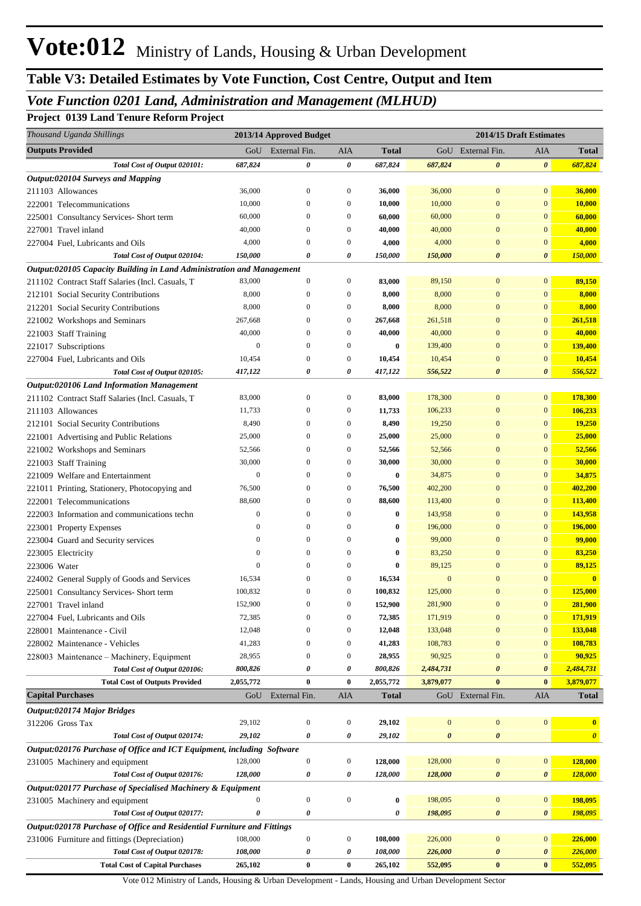# Vote:012 Ministry of Lands, Housing & Urban Development

## Table V3: Detailed Estimates by Vote Function, Cost Centre, Output and Item

### *Vote Function 0201 Land, Administration and Management (MLHUD)*

**Project 0139 Land Tenure Reform Project**

| *Thousand Uganda Shillings* | 2013/14 Approved Budget | | | | 2014/15 Draft Estimates | | | |
|---|---|---|---|---|---|---|---|---|
| **Outputs Provided** | GoU | External Fin. | AIA | **Total** | GoU | External Fin. | AIA | **Total** |
| ***Total Cost of Output 020101:*** | ***687,824*** | ***0*** | ***0*** | ***687,824*** | ***687,824*** | ***0*** | ***0*** | ***687,824*** |
| ***Output:020104 Surveys and Mapping*** | | | | | | | | |
| 211103 Allowances | 36,000 | 0 | 0 | **36,000** | 36,000 | 0 | 0 | **36,000** |
| 222001 Telecommunications | 10,000 | 0 | 0 | **10,000** | 10,000 | 0 | 0 | **10,000** |
| 225001 Consultancy Services- Short term | 60,000 | 0 | 0 | **60,000** | 60,000 | 0 | 0 | **60,000** |
| 227001 Travel inland | 40,000 | 0 | 0 | **40,000** | 40,000 | 0 | 0 | **40,000** |
| 227004 Fuel, Lubricants and Oils | 4,000 | 0 | 0 | **4,000** | 4,000 | 0 | 0 | **4,000** |
| ***Total Cost of Output 020104:*** | ***150,000*** | ***0*** | ***0*** | ***150,000*** | ***150,000*** | ***0*** | ***0*** | ***150,000*** |
| ***Output:020105 Capacity Building in Land Administration and Management*** | | | | | | | | |
| 211102 Contract Staff Salaries (Incl. Casuals, T | 83,000 | 0 | 0 | **83,000** | 89,150 | 0 | 0 | **89,150** |
| 212101 Social Security Contributions | 8,000 | 0 | 0 | **8,000** | 8,000 | 0 | 0 | **8,000** |
| 212201 Social Security Contributions | 8,000 | 0 | 0 | **8,000** | 8,000 | 0 | 0 | **8,000** |
| 221002 Workshops and Seminars | 267,668 | 0 | 0 | **267,668** | 261,518 | 0 | 0 | **261,518** |
| 221003 Staff Training | 40,000 | 0 | 0 | **40,000** | 40,000 | 0 | 0 | **40,000** |
| 221017 Subscriptions | 0 | 0 | 0 | **0** | 139,400 | 0 | 0 | **139,400** |
| 227004 Fuel, Lubricants and Oils | 10,454 | 0 | 0 | **10,454** | 10,454 | 0 | 0 | **10,454** |
| ***Total Cost of Output 020105:*** | ***417,122*** | ***0*** | ***0*** | ***417,122*** | ***556,522*** | ***0*** | ***0*** | ***556,522*** |
| ***Output:020106 Land Information Management*** | | | | | | | | |
| 211102 Contract Staff Salaries (Incl. Casuals, T | 83,000 | 0 | 0 | **83,000** | 178,300 | 0 | 0 | **178,300** |
| 211103 Allowances | 11,733 | 0 | 0 | **11,733** | 106,233 | 0 | 0 | **106,233** |
| 212101 Social Security Contributions | 8,490 | 0 | 0 | **8,490** | 19,250 | 0 | 0 | **19,250** |
| 221001 Advertising and Public Relations | 25,000 | 0 | 0 | **25,000** | 25,000 | 0 | 0 | **25,000** |
| 221002 Workshops and Seminars | 52,566 | 0 | 0 | **52,566** | 52,566 | 0 | 0 | **52,566** |
| 221003 Staff Training | 30,000 | 0 | 0 | **30,000** | 30,000 | 0 | 0 | **30,000** |
| 221009 Welfare and Entertainment | 0 | 0 | 0 | **0** | 34,875 | 0 | 0 | **34,875** |
| 221011 Printing, Stationery, Photocopying and | 76,500 | 0 | 0 | **76,500** | 402,200 | 0 | 0 | **402,200** |
| 222001 Telecommunications | 88,600 | 0 | 0 | **88,600** | 113,400 | 0 | 0 | **113,400** |
| 222003 Information and communications techn | 0 | 0 | 0 | **0** | 143,958 | 0 | 0 | **143,958** |
| 223001 Property Expenses | 0 | 0 | 0 | **0** | 196,000 | 0 | 0 | **196,000** |
| 223004 Guard and Security services | 0 | 0 | 0 | **0** | 99,000 | 0 | 0 | **99,000** |
| 223005 Electricity | 0 | 0 | 0 | **0** | 83,250 | 0 | 0 | **83,250** |
| 223006 Water | 0 | 0 | 0 | **0** | 89,125 | 0 | 0 | **89,125** |
| 224002 General Supply of Goods and Services | 16,534 | 0 | 0 | **16,534** | 0 | 0 | 0 | **0** |
| 225001 Consultancy Services- Short term | 100,832 | 0 | 0 | **100,832** | 125,000 | 0 | 0 | **125,000** |
| 227001 Travel inland | 152,900 | 0 | 0 | **152,900** | 281,900 | 0 | 0 | **281,900** |
| 227004 Fuel, Lubricants and Oils | 72,385 | 0 | 0 | **72,385** | 171,919 | 0 | 0 | **171,919** |
| 228001 Maintenance - Civil | 12,048 | 0 | 0 | **12,048** | 133,048 | 0 | 0 | **133,048** |
| 228002 Maintenance - Vehicles | 41,283 | 0 | 0 | **41,283** | 108,783 | 0 | 0 | **108,783** |
| 228003 Maintenance – Machinery, Equipment | 28,955 | 0 | 0 | **28,955** | 90,925 | 0 | 0 | **90,925** |
| ***Total Cost of Output 020106:*** | ***800,826*** | ***0*** | ***0*** | ***800,826*** | ***2,484,731*** | ***0*** | ***0*** | ***2,484,731*** |
| **Total Cost of Outputs Provided** | **2,055,772** | **0** | **0** | **2,055,772** | **3,879,077** | **0** | **0** | **3,879,077** |
| **Capital Purchases** | GoU | External Fin. | AIA | **Total** | GoU | External Fin. | AIA | **Total** |
| ***Output:020174 Major Bridges*** | | | | | | | | |
| 312206 Gross Tax | 29,102 | 0 | 0 | **29,102** | 0 | 0 | 0 | **0** |
| ***Total Cost of Output 020174:*** | ***29,102*** | ***0*** | ***0*** | ***29,102*** | ***0*** | ***0*** | | ***0*** |
| ***Output:020176 Purchase of Office and ICT Equipment, including Software*** | | | | | | | | |
| 231005 Machinery and equipment | 128,000 | 0 | 0 | **128,000** | 128,000 | 0 | 0 | **128,000** |
| ***Total Cost of Output 020176:*** | ***128,000*** | ***0*** | ***0*** | ***128,000*** | ***128,000*** | ***0*** | ***0*** | ***128,000*** |
| ***Output:020177 Purchase of Specialised Machinery & Equipment*** | | | | | | | | |
| 231005 Machinery and equipment | 0 | 0 | 0 | **0** | 198,095 | 0 | 0 | **198,095** |
| ***Total Cost of Output 020177:*** | ***0*** | ***0*** | | ***0*** | ***198,095*** | ***0*** | ***0*** | ***198,095*** |
| ***Output:020178 Purchase of Office and Residential Furniture and Fittings*** | | | | | | | | |
| 231006 Furniture and fittings (Depreciation) | 108,000 | 0 | 0 | **108,000** | 226,000 | 0 | 0 | **226,000** |
| ***Total Cost of Output 020178:*** | ***108,000*** | ***0*** | ***0*** | ***108,000*** | ***226,000*** | ***0*** | ***0*** | ***226,000*** |
| **Total Cost of Capital Purchases** | **265,102** | **0** | **0** | **265,102** | **552,095** | **0** | **0** | **552,095** |

Vote 012 Ministry of Lands, Housing & Urban Development - Lands, Housing and Urban Development Sector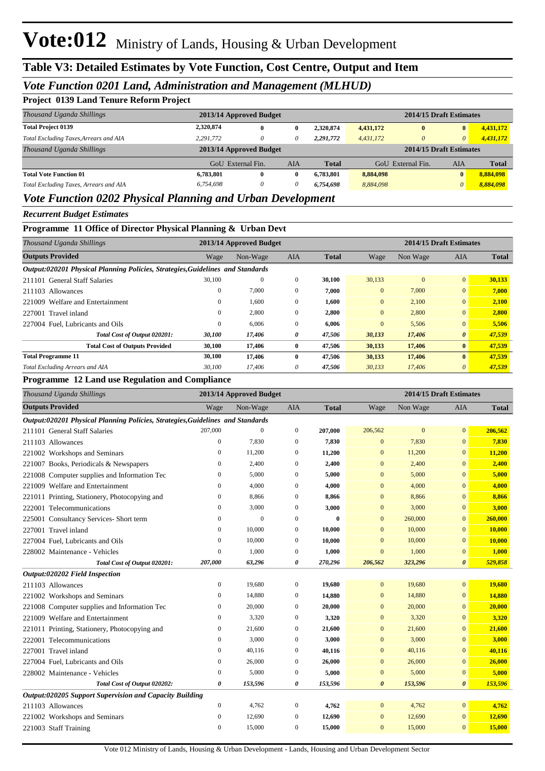# Vote:012 Ministry of Lands, Housing & Urban Development

## Table V3: Detailed Estimates by Vote Function, Cost Centre, Output and Item

### *Vote Function 0201 Land, Administration and Management (MLHUD)*

**Project 0139 Land Tenure Reform Project**

| *Thousand Uganda Shillings* | 2013/14 Approved Budget | | | | 2014/15 Draft Estimates | | | |
|---|---|---|---|---|---|---|---|---|
| **Total Project 0139** | **2,320,874** | **0** | **0** | **2,320,874** | **4,431,172** | **0** | **0** | **4,431,172** |
| *Total Excluding Taxes,Arrears and AIA* | *2,291,772* | *0* | *0* | *2,291,772* | *4,431,172* | *0* | *0* | *4,431,172* |

| *Thousand Uganda Shillings* | 2013/14 Approved Budget | | | | 2014/15 Draft Estimates | | | |
|---|---|---|---|---|---|---|---|---|
| | GoU | External Fin. | AIA | Total | GoU | External Fin. | AIA | Total |
| **Total Vote Function 01** | **6,783,801** | **0** | **0** | **6,783,801** | **8,884,098** | | **0** | **8,884,098** |
| *Total Excluding Taxes, Arrears and AIA* | *6,754,698* | *0* | *0* | *6,754,698* | *8,884,098* | | *0* | *8,884,098* |

### *Vote Function 0202 Physical Planning and Urban Development*

*Recurrent Budget Estimates*

**Programme 11 Office of Director Physical Planning & Urban Devt**

| *Thousand Uganda Shillings* | 2013/14 Approved Budget | | | | 2014/15 Draft Estimates | | | |
|---|---|---|---|---|---|---|---|---|
| **Outputs Provided** | Wage | Non-Wage | AIA | Total | Wage | Non Wage | AIA | Total |
| ***Output:020201 Physical Planning Policies, Strategies,Guidelines and Standards*** | | | | | | | | |
| 211101 General Staff Salaries | 30,100 | 0 | 0 | 30,100 | 30,133 | 0 | 0 | 30,133 |
| 211103 Allowances | 0 | 7,000 | 0 | 7,000 | 0 | 7,000 | 0 | 7,000 |
| 221009 Welfare and Entertainment | 0 | 1,600 | 0 | 1,600 | 0 | 2,100 | 0 | 2,100 |
| 227001 Travel inland | 0 | 2,800 | 0 | 2,800 | 0 | 2,800 | 0 | 2,800 |
| 227004 Fuel, Lubricants and Oils | 0 | 6,006 | 0 | 6,006 | 0 | 5,506 | 0 | 5,506 |
| *Total Cost of Output 020201:* | *30,100* | *17,406* | *0* | *47,506* | *30,133* | *17,406* | *0* | *47,539* |
| **Total Cost of Outputs Provided** | **30,100** | **17,406** | **0** | **47,506** | **30,133** | **17,406** | **0** | **47,539** |
| **Total Programme 11** | **30,100** | **17,406** | **0** | **47,506** | **30,133** | **17,406** | **0** | **47,539** |
| *Total Excluding Arrears and AIA* | *30,100* | *17,406* | *0* | *47,506* | *30,133* | *17,406* | *0* | *47,539* |

**Programme 12 Land use Regulation and Compliance**

| *Thousand Uganda Shillings* | 2013/14 Approved Budget | | | | 2014/15 Draft Estimates | | | |
|---|---|---|---|---|---|---|---|---|
| **Outputs Provided** | Wage | Non-Wage | AIA | Total | Wage | Non Wage | AIA | Total |
| ***Output:020201 Physical Planning Policies, Strategies,Guidelines and Standards*** | | | | | | | | |
| 211101 General Staff Salaries | 207,000 | 0 | 0 | 207,000 | 206,562 | 0 | 0 | 206,562 |
| 211103 Allowances | 0 | 7,830 | 0 | 7,830 | 0 | 7,830 | 0 | 7,830 |
| 221002 Workshops and Seminars | 0 | 11,200 | 0 | 11,200 | 0 | 11,200 | 0 | 11,200 |
| 221007 Books, Periodicals & Newspapers | 0 | 2,400 | 0 | 2,400 | 0 | 2,400 | 0 | 2,400 |
| 221008 Computer supplies and Information Tec | 0 | 5,000 | 0 | 5,000 | 0 | 5,000 | 0 | 5,000 |
| 221009 Welfare and Entertainment | 0 | 4,000 | 0 | 4,000 | 0 | 4,000 | 0 | 4,000 |
| 221011 Printing, Stationery, Photocopying and | 0 | 8,866 | 0 | 8,866 | 0 | 8,866 | 0 | 8,866 |
| 222001 Telecommunications | 0 | 3,000 | 0 | 3,000 | 0 | 3,000 | 0 | 3,000 |
| 225001 Consultancy Services- Short term | 0 | 0 | 0 | 0 | 0 | 260,000 | 0 | 260,000 |
| 227001 Travel inland | 0 | 10,000 | 0 | 10,000 | 0 | 10,000 | 0 | 10,000 |
| 227004 Fuel, Lubricants and Oils | 0 | 10,000 | 0 | 10,000 | 0 | 10,000 | 0 | 10,000 |
| 228002 Maintenance - Vehicles | 0 | 1,000 | 0 | 1,000 | 0 | 1,000 | 0 | 1,000 |
| *Total Cost of Output 020201:* | *207,000* | *63,296* | *0* | *270,296* | *206,562* | *323,296* | *0* | *529,858* |
| ***Output:020202 Field Inspection*** | | | | | | | | |
| 211103 Allowances | 0 | 19,680 | 0 | 19,680 | 0 | 19,680 | 0 | 19,680 |
| 221002 Workshops and Seminars | 0 | 14,880 | 0 | 14,880 | 0 | 14,880 | 0 | 14,880 |
| 221008 Computer supplies and Information Tec | 0 | 20,000 | 0 | 20,000 | 0 | 20,000 | 0 | 20,000 |
| 221009 Welfare and Entertainment | 0 | 3,320 | 0 | 3,320 | 0 | 3,320 | 0 | 3,320 |
| 221011 Printing, Stationery, Photocopying and | 0 | 21,600 | 0 | 21,600 | 0 | 21,600 | 0 | 21,600 |
| 222001 Telecommunications | 0 | 3,000 | 0 | 3,000 | 0 | 3,000 | 0 | 3,000 |
| 227001 Travel inland | 0 | 40,116 | 0 | 40,116 | 0 | 40,116 | 0 | 40,116 |
| 227004 Fuel, Lubricants and Oils | 0 | 26,000 | 0 | 26,000 | 0 | 26,000 | 0 | 26,000 |
| 228002 Maintenance - Vehicles | 0 | 5,000 | 0 | 5,000 | 0 | 5,000 | 0 | 5,000 |
| *Total Cost of Output 020202:* | *0* | *153,596* | *0* | *153,596* | *0* | *153,596* | *0* | *153,596* |
| ***Output:020205 Support Supervision and Capacity Building*** | | | | | | | | |
| 211103 Allowances | 0 | 4,762 | 0 | 4,762 | 0 | 4,762 | 0 | 4,762 |
| 221002 Workshops and Seminars | 0 | 12,690 | 0 | 12,690 | 0 | 12,690 | 0 | 12,690 |
| 221003 Staff Training | 0 | 15,000 | 0 | 15,000 | 0 | 15,000 | 0 | 15,000 |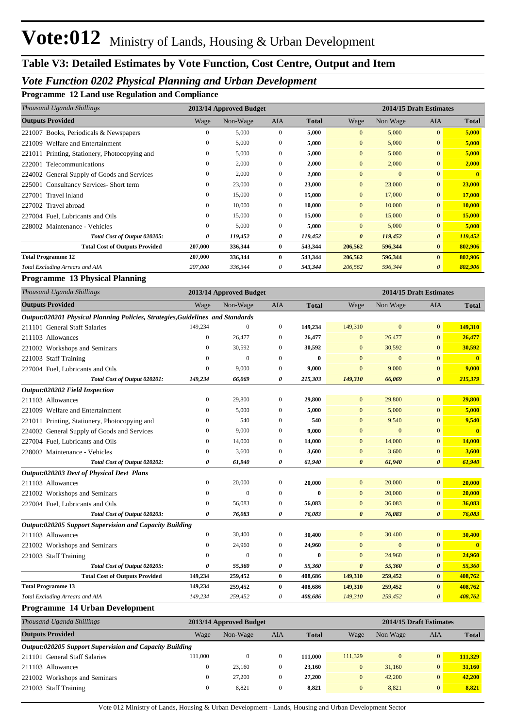# Vote:012 Ministry of Lands, Housing & Urban Development

## Table V3: Detailed Estimates by Vote Function, Cost Centre, Output and Item

### *Vote Function 0202 Physical Planning and Urban Development*

**Programme 12 Land use Regulation and Compliance**

| *Thousand Uganda Shillings* | 2013/14 Approved Budget | | | | 2014/15 Draft Estimates | | | |
|---|---|---|---|---|---|---|---|---|
| **Outputs Provided** | Wage | Non-Wage | AIA | **Total** | Wage | Non Wage | AIA | **Total** |
| 221007 Books, Periodicals & Newspapers | 0 | 5,000 | 0 | **5,000** | 0 | 5,000 | 0 | **5,000** |
| 221009 Welfare and Entertainment | 0 | 5,000 | 0 | **5,000** | 0 | 5,000 | 0 | **5,000** |
| 221011 Printing, Stationery, Photocopying and | 0 | 5,000 | 0 | **5,000** | 0 | 5,000 | 0 | **5,000** |
| 222001 Telecommunications | 0 | 2,000 | 0 | **2,000** | 0 | 2,000 | 0 | **2,000** |
| 224002 General Supply of Goods and Services | 0 | 2,000 | 0 | **2,000** | 0 | 0 | 0 | **0** |
| 225001 Consultancy Services- Short term | 0 | 23,000 | 0 | **23,000** | 0 | 23,000 | 0 | **23,000** |
| 227001 Travel inland | 0 | 15,000 | 0 | **15,000** | 0 | 17,000 | 0 | **17,000** |
| 227002 Travel abroad | 0 | 10,000 | 0 | **10,000** | 0 | 10,000 | 0 | **10,000** |
| 227004 Fuel, Lubricants and Oils | 0 | 15,000 | 0 | **15,000** | 0 | 15,000 | 0 | **15,000** |
| 228002 Maintenance - Vehicles | 0 | 5,000 | 0 | **5,000** | 0 | 5,000 | 0 | **5,000** |
| *Total Cost of Output 020205:* | *0* | *119,452* | *0* | *119,452* | *0* | *119,452* | *0* | *119,452* |
| **Total Cost of Outputs Provided** | **207,000** | **336,344** | **0** | **543,344** | **206,562** | **596,344** | **0** | **802,906** |
| **Total Programme 12** | **207,000** | **336,344** | **0** | **543,344** | **206,562** | **596,344** | **0** | **802,906** |
| *Total Excluding Arrears and AIA* | *207,000* | *336,344* | *0* | *543,344* | *206,562* | *596,344* | *0* | *802,906* |

**Programme 13 Physical Planning**

| *Thousand Uganda Shillings* | 2013/14 Approved Budget | | | | 2014/15 Draft Estimates | | | |
|---|---|---|---|---|---|---|---|---|
| **Outputs Provided** | Wage | Non-Wage | AIA | **Total** | Wage | Non Wage | AIA | **Total** |
| ***Output:020201 Physical Planning Policies, Strategies,Guidelines and Standards*** | | | | | | | | |
| 211101 General Staff Salaries | 149,234 | 0 | 0 | **149,234** | 149,310 | 0 | 0 | **149,310** |
| 211103 Allowances | 0 | 26,477 | 0 | **26,477** | 0 | 26,477 | 0 | **26,477** |
| 221002 Workshops and Seminars | 0 | 30,592 | 0 | **30,592** | 0 | 30,592 | 0 | **30,592** |
| 221003 Staff Training | 0 | 0 | 0 | **0** | 0 | 0 | 0 | **0** |
| 227004 Fuel, Lubricants and Oils | 0 | 9,000 | 0 | **9,000** | 0 | 9,000 | 0 | **9,000** |
| *Total Cost of Output 020201:* | *149,234* | *66,069* | *0* | *215,303* | *149,310* | *66,069* | *0* | *215,379* |
| ***Output:020202 Field Inspection*** | | | | | | | | |
| 211103 Allowances | 0 | 29,800 | 0 | **29,800** | 0 | 29,800 | 0 | **29,800** |
| 221009 Welfare and Entertainment | 0 | 5,000 | 0 | **5,000** | 0 | 5,000 | 0 | **5,000** |
| 221011 Printing, Stationery, Photocopying and | 0 | 540 | 0 | **540** | 0 | 9,540 | 0 | **9,540** |
| 224002 General Supply of Goods and Services | 0 | 9,000 | 0 | **9,000** | 0 | 0 | 0 | **0** |
| 227004 Fuel, Lubricants and Oils | 0 | 14,000 | 0 | **14,000** | 0 | 14,000 | 0 | **14,000** |
| 228002 Maintenance - Vehicles | 0 | 3,600 | 0 | **3,600** | 0 | 3,600 | 0 | **3,600** |
| *Total Cost of Output 020202:* | *0* | *61,940* | *0* | *61,940* | *0* | *61,940* | *0* | *61,940* |
| ***Output:020203 Devt of Physical Devt Plans*** | | | | | | | | |
| 211103 Allowances | 0 | 20,000 | 0 | **20,000** | 0 | 20,000 | 0 | **20,000** |
| 221002 Workshops and Seminars | 0 | 0 | 0 | **0** | 0 | 20,000 | 0 | **20,000** |
| 227004 Fuel, Lubricants and Oils | 0 | 56,083 | 0 | **56,083** | 0 | 36,083 | 0 | **36,083** |
| *Total Cost of Output 020203:* | *0* | *76,083* | *0* | *76,083* | *0* | *76,083* | *0* | *76,083* |
| ***Output:020205 Support Supervision and Capacity Building*** | | | | | | | | |
| 211103 Allowances | 0 | 30,400 | 0 | **30,400** | 0 | 30,400 | 0 | **30,400** |
| 221002 Workshops and Seminars | 0 | 24,960 | 0 | **24,960** | 0 | 0 | 0 | **0** |
| 221003 Staff Training | 0 | 0 | 0 | **0** | 0 | 24,960 | 0 | **24,960** |
| *Total Cost of Output 020205:* | *0* | *55,360* | *0* | *55,360* | *0* | *55,360* | *0* | *55,360* |
| **Total Cost of Outputs Provided** | **149,234** | **259,452** | **0** | **408,686** | **149,310** | **259,452** | **0** | **408,762** |
| **Total Programme 13** | **149,234** | **259,452** | **0** | **408,686** | **149,310** | **259,452** | **0** | **408,762** |
| *Total Excluding Arrears and AIA* | *149,234* | *259,452* | *0* | *408,686* | *149,310* | *259,452* | *0* | *408,762* |

**Programme 14 Urban Development**

| *Thousand Uganda Shillings* | 2013/14 Approved Budget | | | | 2014/15 Draft Estimates | | | |
|---|---|---|---|---|---|---|---|---|
| **Outputs Provided** | Wage | Non-Wage | AIA | **Total** | Wage | Non Wage | AIA | **Total** |
| ***Output:020205 Support Supervision and Capacity Building*** | | | | | | | | |
| 211101 General Staff Salaries | 111,000 | 0 | 0 | **111,000** | 111,329 | 0 | 0 | **111,329** |
| 211103 Allowances | 0 | 23,160 | 0 | **23,160** | 0 | 31,160 | 0 | **31,160** |
| 221002 Workshops and Seminars | 0 | 27,200 | 0 | **27,200** | 0 | 42,200 | 0 | **42,200** |
| 221003 Staff Training | 0 | 8,821 | 0 | **8,821** | 0 | 8,821 | 0 | **8,821** |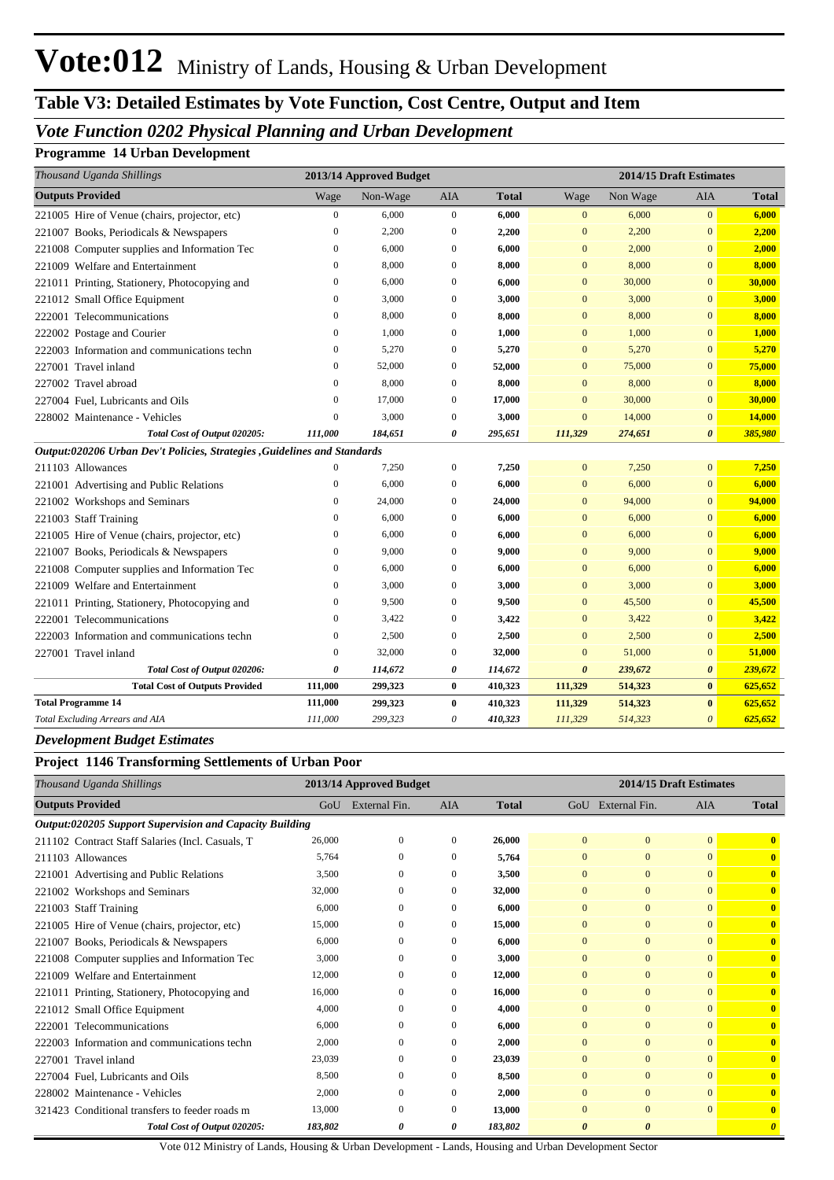# Vote:012 Ministry of Lands, Housing & Urban Development

## Table V3: Detailed Estimates by Vote Function, Cost Centre, Output and Item

### *Vote Function 0202 Physical Planning and Urban Development*

**Programme 14 Urban Development**

| *Thousand Uganda Shillings* | 2013/14 Approved Budget | | | | 2014/15 Draft Estimates | | | |
|---|---|---|---|---|---|---|---|---|
| **Outputs Provided** | Wage | Non-Wage | AIA | **Total** | Wage | Non Wage | AIA | **Total** |
| 221005 Hire of Venue (chairs, projector, etc) | 0 | 6,000 | 0 | **6,000** | 0 | 6,000 | 0 | **6,000** |
| 221007 Books, Periodicals & Newspapers | 0 | 2,200 | 0 | **2,200** | 0 | 2,200 | 0 | **2,200** |
| 221008 Computer supplies and Information Tec | 0 | 6,000 | 0 | **6,000** | 0 | 2,000 | 0 | **2,000** |
| 221009 Welfare and Entertainment | 0 | 8,000 | 0 | **8,000** | 0 | 8,000 | 0 | **8,000** |
| 221011 Printing, Stationery, Photocopying and | 0 | 6,000 | 0 | **6,000** | 0 | 30,000 | 0 | **30,000** |
| 221012 Small Office Equipment | 0 | 3,000 | 0 | **3,000** | 0 | 3,000 | 0 | **3,000** |
| 222001 Telecommunications | 0 | 8,000 | 0 | **8,000** | 0 | 8,000 | 0 | **8,000** |
| 222002 Postage and Courier | 0 | 1,000 | 0 | **1,000** | 0 | 1,000 | 0 | **1,000** |
| 222003 Information and communications techn | 0 | 5,270 | 0 | **5,270** | 0 | 5,270 | 0 | **5,270** |
| 227001 Travel inland | 0 | 52,000 | 0 | **52,000** | 0 | 75,000 | 0 | **75,000** |
| 227002 Travel abroad | 0 | 8,000 | 0 | **8,000** | 0 | 8,000 | 0 | **8,000** |
| 227004 Fuel, Lubricants and Oils | 0 | 17,000 | 0 | **17,000** | 0 | 30,000 | 0 | **30,000** |
| 228002 Maintenance - Vehicles | 0 | 3,000 | 0 | **3,000** | 0 | 14,000 | 0 | **14,000** |
| ***Total Cost of Output 020205:*** | ***111,000*** | ***184,651*** | ***0*** | ***295,651*** | ***111,329*** | ***274,651*** | ***0*** | ***385,980*** |
| ***Output:020206 Urban Dev't Policies, Strategies ,Guidelines and Standards*** | | | | | | | | |
| 211103 Allowances | 0 | 7,250 | 0 | **7,250** | 0 | 7,250 | 0 | **7,250** |
| 221001 Advertising and Public Relations | 0 | 6,000 | 0 | **6,000** | 0 | 6,000 | 0 | **6,000** |
| 221002 Workshops and Seminars | 0 | 24,000 | 0 | **24,000** | 0 | 94,000 | 0 | **94,000** |
| 221003 Staff Training | 0 | 6,000 | 0 | **6,000** | 0 | 6,000 | 0 | **6,000** |
| 221005 Hire of Venue (chairs, projector, etc) | 0 | 6,000 | 0 | **6,000** | 0 | 6,000 | 0 | **6,000** |
| 221007 Books, Periodicals & Newspapers | 0 | 9,000 | 0 | **9,000** | 0 | 9,000 | 0 | **9,000** |
| 221008 Computer supplies and Information Tec | 0 | 6,000 | 0 | **6,000** | 0 | 6,000 | 0 | **6,000** |
| 221009 Welfare and Entertainment | 0 | 3,000 | 0 | **3,000** | 0 | 3,000 | 0 | **3,000** |
| 221011 Printing, Stationery, Photocopying and | 0 | 9,500 | 0 | **9,500** | 0 | 45,500 | 0 | **45,500** |
| 222001 Telecommunications | 0 | 3,422 | 0 | **3,422** | 0 | 3,422 | 0 | **3,422** |
| 222003 Information and communications techn | 0 | 2,500 | 0 | **2,500** | 0 | 2,500 | 0 | **2,500** |
| 227001 Travel inland | 0 | 32,000 | 0 | **32,000** | 0 | 51,000 | 0 | **51,000** |
| ***Total Cost of Output 020206:*** | ***0*** | ***114,672*** | ***0*** | ***114,672*** | ***0*** | ***239,672*** | ***0*** | ***239,672*** |
| **Total Cost of Outputs Provided** | **111,000** | **299,323** | **0** | **410,323** | **111,329** | **514,323** | **0** | **625,652** |
| **Total Programme 14** | **111,000** | **299,323** | **0** | **410,323** | **111,329** | **514,323** | **0** | **625,652** |
| *Total Excluding Arrears and AIA* | *111,000* | *299,323* | *0* | *410,323* | *111,329* | *514,323* | *0* | *625,652* |

### *Development Budget Estimates*

**Project 1146 Transforming Settlements of Urban Poor**

| *Thousand Uganda Shillings* | 2013/14 Approved Budget | | | | 2014/15 Draft Estimates | | | |
|---|---|---|---|---|---|---|---|---|
| **Outputs Provided** | GoU | External Fin. | AIA | **Total** | GoU | External Fin. | AIA | **Total** |
| ***Output:020205 Support Supervision and Capacity Building*** | | | | | | | | |
| 211102 Contract Staff Salaries (Incl. Casuals, T | 26,000 | 0 | 0 | **26,000** | 0 | 0 | 0 | **0** |
| 211103 Allowances | 5,764 | 0 | 0 | **5,764** | 0 | 0 | 0 | **0** |
| 221001 Advertising and Public Relations | 3,500 | 0 | 0 | **3,500** | 0 | 0 | 0 | **0** |
| 221002 Workshops and Seminars | 32,000 | 0 | 0 | **32,000** | 0 | 0 | 0 | **0** |
| 221003 Staff Training | 6,000 | 0 | 0 | **6,000** | 0 | 0 | 0 | **0** |
| 221005 Hire of Venue (chairs, projector, etc) | 15,000 | 0 | 0 | **15,000** | 0 | 0 | 0 | **0** |
| 221007 Books, Periodicals & Newspapers | 6,000 | 0 | 0 | **6,000** | 0 | 0 | 0 | **0** |
| 221008 Computer supplies and Information Tec | 3,000 | 0 | 0 | **3,000** | 0 | 0 | 0 | **0** |
| 221009 Welfare and Entertainment | 12,000 | 0 | 0 | **12,000** | 0 | 0 | 0 | **0** |
| 221011 Printing, Stationery, Photocopying and | 16,000 | 0 | 0 | **16,000** | 0 | 0 | 0 | **0** |
| 221012 Small Office Equipment | 4,000 | 0 | 0 | **4,000** | 0 | 0 | 0 | **0** |
| 222001 Telecommunications | 6,000 | 0 | 0 | **6,000** | 0 | 0 | 0 | **0** |
| 222003 Information and communications techn | 2,000 | 0 | 0 | **2,000** | 0 | 0 | 0 | **0** |
| 227001 Travel inland | 23,039 | 0 | 0 | **23,039** | 0 | 0 | 0 | **0** |
| 227004 Fuel, Lubricants and Oils | 8,500 | 0 | 0 | **8,500** | 0 | 0 | 0 | **0** |
| 228002 Maintenance - Vehicles | 2,000 | 0 | 0 | **2,000** | 0 | 0 | 0 | **0** |
| 321423 Conditional transfers to feeder roads m | 13,000 | 0 | 0 | **13,000** | 0 | 0 | 0 | **0** |
| ***Total Cost of Output 020205:*** | ***183,802*** | ***0*** | ***0*** | ***183,802*** | ***0*** | ***0*** | | ***0*** |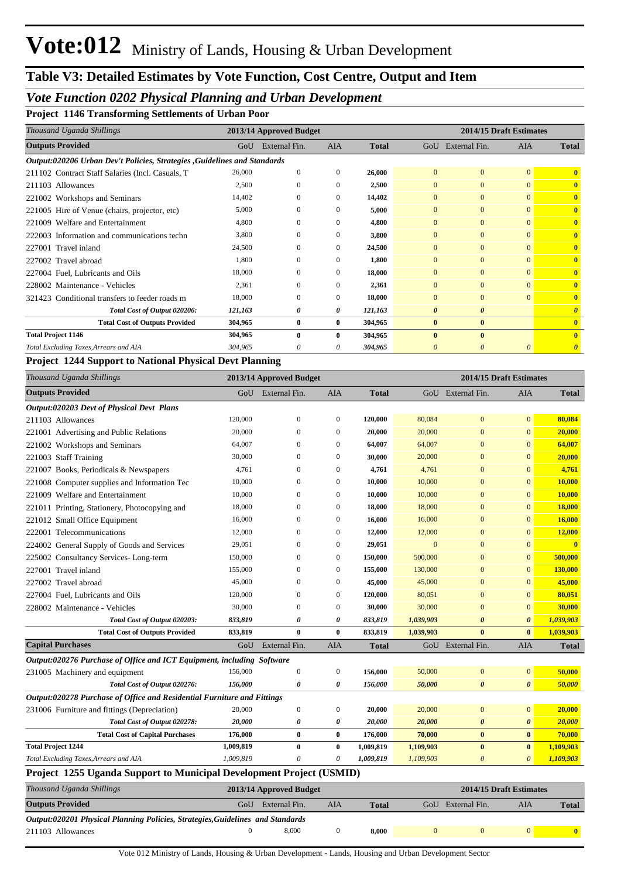# Vote:012 Ministry of Lands, Housing & Urban Development

## Table V3: Detailed Estimates by Vote Function, Cost Centre, Output and Item

### *Vote Function 0202 Physical Planning and Urban Development*

**Project 1146 Transforming Settlements of Urban Poor**

| *Thousand Uganda Shillings* | 2013/14 Approved Budget | | | | 2014/15 Draft Estimates | | | |
|---|---|---|---|---|---|---|---|---|
| **Outputs Provided** | GoU | External Fin. | AIA | **Total** | GoU | External Fin. | AIA | **Total** |
| ***Output:020206 Urban Dev't Policies, Strategies ,Guidelines and Standards*** | | | | | | | | |
| 211102 Contract Staff Salaries (Incl. Casuals, T | 26,000 | 0 | 0 | **26,000** | 0 | 0 | 0 | **0** |
| 211103 Allowances | 2,500 | 0 | 0 | **2,500** | 0 | 0 | 0 | **0** |
| 221002 Workshops and Seminars | 14,402 | 0 | 0 | **14,402** | 0 | 0 | 0 | **0** |
| 221005 Hire of Venue (chairs, projector, etc) | 5,000 | 0 | 0 | **5,000** | 0 | 0 | 0 | **0** |
| 221009 Welfare and Entertainment | 4,800 | 0 | 0 | **4,800** | 0 | 0 | 0 | **0** |
| 222003 Information and communications techn | 3,800 | 0 | 0 | **3,800** | 0 | 0 | 0 | **0** |
| 227001 Travel inland | 24,500 | 0 | 0 | **24,500** | 0 | 0 | 0 | **0** |
| 227002 Travel abroad | 1,800 | 0 | 0 | **1,800** | 0 | 0 | 0 | **0** |
| 227004 Fuel, Lubricants and Oils | 18,000 | 0 | 0 | **18,000** | 0 | 0 | 0 | **0** |
| 228002 Maintenance - Vehicles | 2,361 | 0 | 0 | **2,361** | 0 | 0 | 0 | **0** |
| 321423 Conditional transfers to feeder roads m | 18,000 | 0 | 0 | **18,000** | 0 | 0 | 0 | **0** |
| ***Total Cost of Output 020206:*** | ***121,163*** | ***0*** | ***0*** | ***121,163*** | ***0*** | ***0*** | | ***0*** |
| **Total Cost of Outputs Provided** | **304,965** | **0** | **0** | **304,965** | **0** | **0** | | **0** |
| **Total Project 1146** | **304,965** | **0** | **0** | **304,965** | **0** | **0** | | **0** |
| *Total Excluding Taxes,Arrears and AIA* | *304,965* | *0* | *0* | *304,965* | *0* | *0* | *0* | *0* |

**Project 1244 Support to National Physical Devt Planning**

| *Thousand Uganda Shillings* | 2013/14 Approved Budget | | | | 2014/15 Draft Estimates | | | |
|---|---|---|---|---|---|---|---|---|
| **Outputs Provided** | GoU | External Fin. | AIA | **Total** | GoU | External Fin. | AIA | **Total** |
| ***Output:020203 Devt of Physical Devt Plans*** | | | | | | | | |
| 211103 Allowances | 120,000 | 0 | 0 | **120,000** | 80,084 | 0 | 0 | **80,084** |
| 221001 Advertising and Public Relations | 20,000 | 0 | 0 | **20,000** | 20,000 | 0 | 0 | **20,000** |
| 221002 Workshops and Seminars | 64,007 | 0 | 0 | **64,007** | 64,007 | 0 | 0 | **64,007** |
| 221003 Staff Training | 30,000 | 0 | 0 | **30,000** | 20,000 | 0 | 0 | **20,000** |
| 221007 Books, Periodicals & Newspapers | 4,761 | 0 | 0 | **4,761** | 4,761 | 0 | 0 | **4,761** |
| 221008 Computer supplies and Information Tec | 10,000 | 0 | 0 | **10,000** | 10,000 | 0 | 0 | **10,000** |
| 221009 Welfare and Entertainment | 10,000 | 0 | 0 | **10,000** | 10,000 | 0 | 0 | **10,000** |
| 221011 Printing, Stationery, Photocopying and | 18,000 | 0 | 0 | **18,000** | 18,000 | 0 | 0 | **18,000** |
| 221012 Small Office Equipment | 16,000 | 0 | 0 | **16,000** | 16,000 | 0 | 0 | **16,000** |
| 222001 Telecommunications | 12,000 | 0 | 0 | **12,000** | 12,000 | 0 | 0 | **12,000** |
| 224002 General Supply of Goods and Services | 29,051 | 0 | 0 | **29,051** | 0 | 0 | 0 | **0** |
| 225002 Consultancy Services- Long-term | 150,000 | 0 | 0 | **150,000** | 500,000 | 0 | 0 | **500,000** |
| 227001 Travel inland | 155,000 | 0 | 0 | **155,000** | 130,000 | 0 | 0 | **130,000** |
| 227002 Travel abroad | 45,000 | 0 | 0 | **45,000** | 45,000 | 0 | 0 | **45,000** |
| 227004 Fuel, Lubricants and Oils | 120,000 | 0 | 0 | **120,000** | 80,051 | 0 | 0 | **80,051** |
| 228002 Maintenance - Vehicles | 30,000 | 0 | 0 | **30,000** | 30,000 | 0 | 0 | **30,000** |
| ***Total Cost of Output 020203:*** | ***833,819*** | ***0*** | ***0*** | ***833,819*** | ***1,039,903*** | ***0*** | ***0*** | ***1,039,903*** |
| **Total Cost of Outputs Provided** | **833,819** | **0** | **0** | **833,819** | **1,039,903** | **0** | **0** | **1,039,903** |
| **Capital Purchases** | GoU | External Fin. | AIA | **Total** | GoU | External Fin. | AIA | **Total** |
| ***Output:020276 Purchase of Office and ICT Equipment, including Software*** | | | | | | | | |
| 231005 Machinery and equipment | 156,000 | 0 | 0 | **156,000** | 50,000 | 0 | 0 | **50,000** |
| ***Total Cost of Output 020276:*** | ***156,000*** | ***0*** | ***0*** | ***156,000*** | ***50,000*** | ***0*** | ***0*** | ***50,000*** |
| ***Output:020278 Purchase of Office and Residential Furniture and Fittings*** | | | | | | | | |
| 231006 Furniture and fittings (Depreciation) | 20,000 | 0 | 0 | **20,000** | 20,000 | 0 | 0 | **20,000** |
| ***Total Cost of Output 020278:*** | ***20,000*** | ***0*** | ***0*** | ***20,000*** | ***20,000*** | ***0*** | ***0*** | ***20,000*** |
| **Total Cost of Capital Purchases** | **176,000** | **0** | **0** | **176,000** | **70,000** | **0** | **0** | **70,000** |
| **Total Project 1244** | **1,009,819** | **0** | **0** | **1,009,819** | **1,109,903** | **0** | **0** | **1,109,903** |
| *Total Excluding Taxes,Arrears and AIA* | *1,009,819* | *0* | *0* | *1,009,819* | *1,109,903* | *0* | *0* | *1,109,903* |

**Project 1255 Uganda Support to Municipal Development Project (USMID)**

| *Thousand Uganda Shillings* | 2013/14 Approved Budget | | | | 2014/15 Draft Estimates | | | |
|---|---|---|---|---|---|---|---|---|
| **Outputs Provided** | GoU | External Fin. | AIA | **Total** | GoU | External Fin. | AIA | **Total** |
| ***Output:020201 Physical Planning Policies, Strategies,Guidelines and Standards*** | | | | | | | | |
| 211103 Allowances | 0 | 8,000 | 0 | **8,000** | 0 | 0 | 0 | **0** |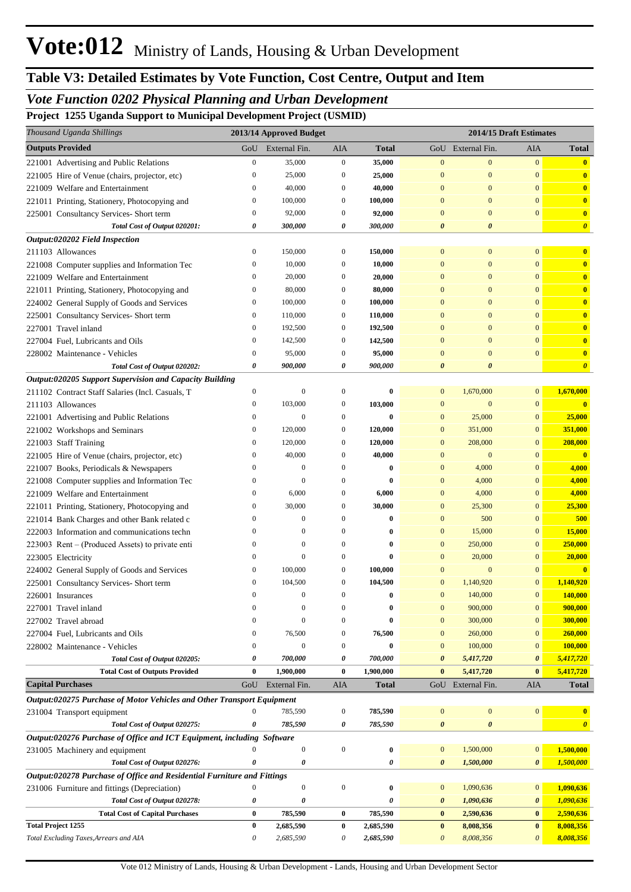# Vote:012 Ministry of Lands, Housing & Urban Development

## Table V3: Detailed Estimates by Vote Function, Cost Centre, Output and Item

### *Vote Function 0202 Physical Planning and Urban Development*

**Project 1255 Uganda Support to Municipal Development Project (USMID)**

| *Thousand Uganda Shillings* | 2013/14 Approved Budget | | | | 2014/15 Draft Estimates | | | |
|---|---|---|---|---|---|---|---|---|
| **Outputs Provided** | GoU | External Fin. | AIA | **Total** | GoU | External Fin. | AIA | **Total** |
| 221001 Advertising and Public Relations | 0 | 35,000 | 0 | **35,000** | 0 | 0 | 0 | **0** |
| 221005 Hire of Venue (chairs, projector, etc) | 0 | 25,000 | 0 | **25,000** | 0 | 0 | 0 | **0** |
| 221009 Welfare and Entertainment | 0 | 40,000 | 0 | **40,000** | 0 | 0 | 0 | **0** |
| 221011 Printing, Stationery, Photocopying and | 0 | 100,000 | 0 | **100,000** | 0 | 0 | 0 | **0** |
| 225001 Consultancy Services- Short term | 0 | 92,000 | 0 | **92,000** | 0 | 0 | 0 | **0** |
| ***Total Cost of Output 020201:*** | ***0*** | ***300,000*** | ***0*** | ***300,000*** | ***0*** | ***0*** | | ***0*** |
| ***Output:020202 Field Inspection*** | | | | | | | | |
| 211103 Allowances | 0 | 150,000 | 0 | **150,000** | 0 | 0 | 0 | **0** |
| 221008 Computer supplies and Information Tec | 0 | 10,000 | 0 | **10,000** | 0 | 0 | 0 | **0** |
| 221009 Welfare and Entertainment | 0 | 20,000 | 0 | **20,000** | 0 | 0 | 0 | **0** |
| 221011 Printing, Stationery, Photocopying and | 0 | 80,000 | 0 | **80,000** | 0 | 0 | 0 | **0** |
| 224002 General Supply of Goods and Services | 0 | 100,000 | 0 | **100,000** | 0 | 0 | 0 | **0** |
| 225001 Consultancy Services- Short term | 0 | 110,000 | 0 | **110,000** | 0 | 0 | 0 | **0** |
| 227001 Travel inland | 0 | 192,500 | 0 | **192,500** | 0 | 0 | 0 | **0** |
| 227004 Fuel, Lubricants and Oils | 0 | 142,500 | 0 | **142,500** | 0 | 0 | 0 | **0** |
| 228002 Maintenance - Vehicles | 0 | 95,000 | 0 | **95,000** | 0 | 0 | 0 | **0** |
| ***Total Cost of Output 020202:*** | ***0*** | ***900,000*** | ***0*** | ***900,000*** | ***0*** | ***0*** | | ***0*** |
| ***Output:020205 Support Supervision and Capacity Building*** | | | | | | | | |
| 211102 Contract Staff Salaries (Incl. Casuals, T | 0 | 0 | 0 | **0** | 0 | 1,670,000 | 0 | **1,670,000** |
| 211103 Allowances | 0 | 103,000 | 0 | **103,000** | 0 | 0 | 0 | **0** |
| 221001 Advertising and Public Relations | 0 | 0 | 0 | **0** | 0 | 25,000 | 0 | **25,000** |
| 221002 Workshops and Seminars | 0 | 120,000 | 0 | **120,000** | 0 | 351,000 | 0 | **351,000** |
| 221003 Staff Training | 0 | 120,000 | 0 | **120,000** | 0 | 208,000 | 0 | **208,000** |
| 221005 Hire of Venue (chairs, projector, etc) | 0 | 40,000 | 0 | **40,000** | 0 | 0 | 0 | **0** |
| 221007 Books, Periodicals & Newspapers | 0 | 0 | 0 | **0** | 0 | 4,000 | 0 | **4,000** |
| 221008 Computer supplies and Information Tec | 0 | 0 | 0 | **0** | 0 | 4,000 | 0 | **4,000** |
| 221009 Welfare and Entertainment | 0 | 6,000 | 0 | **6,000** | 0 | 4,000 | 0 | **4,000** |
| 221011 Printing, Stationery, Photocopying and | 0 | 30,000 | 0 | **30,000** | 0 | 25,300 | 0 | **25,300** |
| 221014 Bank Charges and other Bank related c | 0 | 0 | 0 | **0** | 0 | 500 | 0 | **500** |
| 222003 Information and communications techn | 0 | 0 | 0 | **0** | 0 | 15,000 | 0 | **15,000** |
| 223003 Rent – (Produced Assets) to private enti | 0 | 0 | 0 | **0** | 0 | 250,000 | 0 | **250,000** |
| 223005 Electricity | 0 | 0 | 0 | **0** | 0 | 20,000 | 0 | **20,000** |
| 224002 General Supply of Goods and Services | 0 | 100,000 | 0 | **100,000** | 0 | 0 | 0 | **0** |
| 225001 Consultancy Services- Short term | 0 | 104,500 | 0 | **104,500** | 0 | 1,140,920 | 0 | **1,140,920** |
| 226001 Insurances | 0 | 0 | 0 | **0** | 0 | 140,000 | 0 | **140,000** |
| 227001 Travel inland | 0 | 0 | 0 | **0** | 0 | 900,000 | 0 | **900,000** |
| 227002 Travel abroad | 0 | 0 | 0 | **0** | 0 | 300,000 | 0 | **300,000** |
| 227004 Fuel, Lubricants and Oils | 0 | 76,500 | 0 | **76,500** | 0 | 260,000 | 0 | **260,000** |
| 228002 Maintenance - Vehicles | 0 | 0 | 0 | **0** | 0 | 100,000 | 0 | **100,000** |
| ***Total Cost of Output 020205:*** | ***0*** | ***700,000*** | ***0*** | ***700,000*** | ***0*** | ***5,417,720*** | ***0*** | ***5,417,720*** |
| **Total Cost of Outputs Provided** | **0** | **1,900,000** | **0** | **1,900,000** | **0** | **5,417,720** | **0** | **5,417,720** |
| **Capital Purchases** | GoU | External Fin. | AIA | **Total** | GoU | External Fin. | AIA | **Total** |
| ***Output:020275 Purchase of Motor Vehicles and Other Transport Equipment*** | | | | | | | | |
| 231004 Transport equipment | 0 | 785,590 | 0 | **785,590** | 0 | 0 | 0 | **0** |
| ***Total Cost of Output 020275:*** | ***0*** | ***785,590*** | ***0*** | ***785,590*** | ***0*** | ***0*** | | ***0*** |
| ***Output:020276 Purchase of Office and ICT Equipment, including Software*** | | | | | | | | |
| 231005 Machinery and equipment | 0 | 0 | 0 | **0** | 0 | 1,500,000 | 0 | **1,500,000** |
| ***Total Cost of Output 020276:*** | ***0*** | ***0*** | | ***0*** | ***0*** | ***1,500,000*** | ***0*** | ***1,500,000*** |
| ***Output:020278 Purchase of Office and Residential Furniture and Fittings*** | | | | | | | | |
| 231006 Furniture and fittings (Depreciation) | 0 | 0 | 0 | **0** | 0 | 1,090,636 | 0 | **1,090,636** |
| ***Total Cost of Output 020278:*** | ***0*** | ***0*** | | ***0*** | ***0*** | ***1,090,636*** | ***0*** | ***1,090,636*** |
| **Total Cost of Capital Purchases** | **0** | **785,590** | **0** | **785,590** | **0** | **2,590,636** | **0** | **2,590,636** |
| **Total Project 1255** | **0** | **2,685,590** | **0** | **2,685,590** | **0** | **8,008,356** | **0** | **8,008,356** |
| *Total Excluding Taxes,Arrears and AIA* | *0* | *2,685,590* | *0* | ***2,685,590*** | *0* | *8,008,356* | *0* | ***8,008,356*** |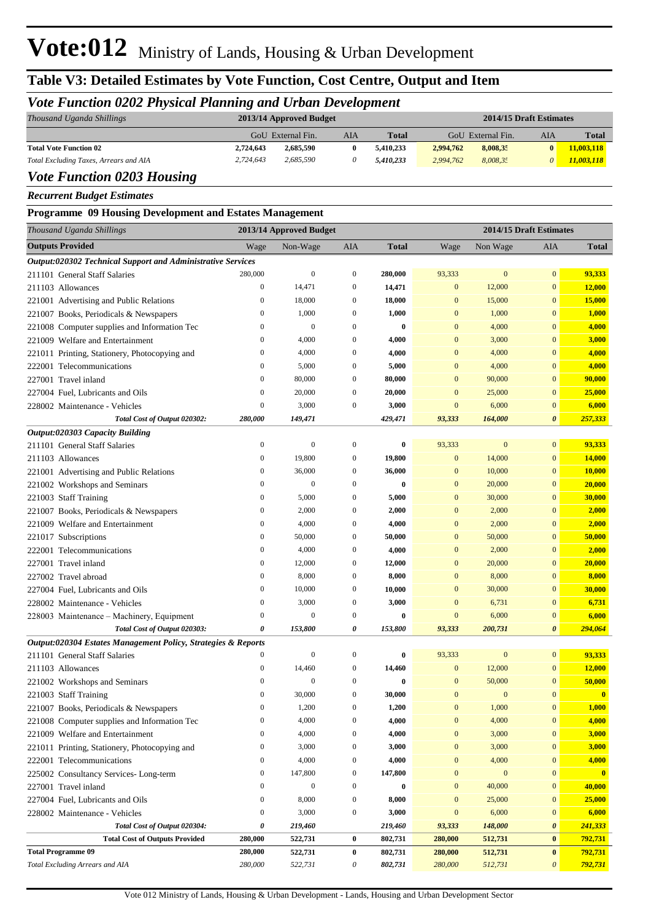# Vote:012 Ministry of Lands, Housing & Urban Development

## Table V3: Detailed Estimates by Vote Function, Cost Centre, Output and Item

### *Vote Function 0202 Physical Planning and Urban Development*

| *Thousand Uganda Shillings* | 2013/14 Approved Budget | | | | 2014/15 Draft Estimates | | | |
|---|---|---|---|---|---|---|---|---|
| | GoU | External Fin. | AIA | Total | GoU | External Fin. | AIA | Total |
| **Total Vote Function 02** | **2,724,643** | **2,685,590** | **0** | **5,410,233** | **2,994,762** | **8,008,35** | **0** | **11,003,118** |
| *Total Excluding Taxes, Arrears and AIA* | *2,724,643* | *2,685,590* | *0* | *5,410,233* | *2,994,762* | *8,008,35* | *0* | *11,003,118* |

### *Vote Function 0203 Housing*

***Recurrent Budget Estimates***

**Programme 09 Housing Development and Estates Management**

| *Thousand Uganda Shillings* | 2013/14 Approved Budget | | | | 2014/15 Draft Estimates | | | |
|---|---|---|---|---|---|---|---|---|
| **Outputs Provided** | Wage | Non-Wage | AIA | Total | Wage | Non Wage | AIA | Total |
| ***Output:020302 Technical Support and Administrative Services*** | | | | | | | | |
| 211101 General Staff Salaries | 280,000 | 0 | 0 | **280,000** | 93,333 | 0 | 0 | **93,333** |
| 211103 Allowances | 0 | 14,471 | 0 | **14,471** | 0 | 12,000 | 0 | **12,000** |
| 221001 Advertising and Public Relations | 0 | 18,000 | 0 | **18,000** | 0 | 15,000 | 0 | **15,000** |
| 221007 Books, Periodicals & Newspapers | 0 | 1,000 | 0 | **1,000** | 0 | 1,000 | 0 | **1,000** |
| 221008 Computer supplies and Information Tec | 0 | 0 | 0 | **0** | 0 | 4,000 | 0 | **4,000** |
| 221009 Welfare and Entertainment | 0 | 4,000 | 0 | **4,000** | 0 | 3,000 | 0 | **3,000** |
| 221011 Printing, Stationery, Photocopying and | 0 | 4,000 | 0 | **4,000** | 0 | 4,000 | 0 | **4,000** |
| 222001 Telecommunications | 0 | 5,000 | 0 | **5,000** | 0 | 4,000 | 0 | **4,000** |
| 227001 Travel inland | 0 | 80,000 | 0 | **80,000** | 0 | 90,000 | 0 | **90,000** |
| 227004 Fuel, Lubricants and Oils | 0 | 20,000 | 0 | **20,000** | 0 | 25,000 | 0 | **25,000** |
| 228002 Maintenance - Vehicles | 0 | 3,000 | 0 | **3,000** | 0 | 6,000 | 0 | **6,000** |
| ***Total Cost of Output 020302:*** | ***280,000*** | ***149,471*** | | ***429,471*** | ***93,333*** | ***164,000*** | ***0*** | ***257,333*** |
| ***Output:020303 Capacity Building*** | | | | | | | | |
| 211101 General Staff Salaries | 0 | 0 | 0 | **0** | 93,333 | 0 | 0 | **93,333** |
| 211103 Allowances | 0 | 19,800 | 0 | **19,800** | 0 | 14,000 | 0 | **14,000** |
| 221001 Advertising and Public Relations | 0 | 36,000 | 0 | **36,000** | 0 | 10,000 | 0 | **10,000** |
| 221002 Workshops and Seminars | 0 | 0 | 0 | **0** | 0 | 20,000 | 0 | **20,000** |
| 221003 Staff Training | 0 | 5,000 | 0 | **5,000** | 0 | 30,000 | 0 | **30,000** |
| 221007 Books, Periodicals & Newspapers | 0 | 2,000 | 0 | **2,000** | 0 | 2,000 | 0 | **2,000** |
| 221009 Welfare and Entertainment | 0 | 4,000 | 0 | **4,000** | 0 | 2,000 | 0 | **2,000** |
| 221017 Subscriptions | 0 | 50,000 | 0 | **50,000** | 0 | 50,000 | 0 | **50,000** |
| 222001 Telecommunications | 0 | 4,000 | 0 | **4,000** | 0 | 2,000 | 0 | **2,000** |
| 227001 Travel inland | 0 | 12,000 | 0 | **12,000** | 0 | 20,000 | 0 | **20,000** |
| 227002 Travel abroad | 0 | 8,000 | 0 | **8,000** | 0 | 8,000 | 0 | **8,000** |
| 227004 Fuel, Lubricants and Oils | 0 | 10,000 | 0 | **10,000** | 0 | 30,000 | 0 | **30,000** |
| 228002 Maintenance - Vehicles | 0 | 3,000 | 0 | **3,000** | 0 | 6,731 | 0 | **6,731** |
| 228003 Maintenance – Machinery, Equipment | 0 | 0 | 0 | **0** | 0 | 6,000 | 0 | **6,000** |
| ***Total Cost of Output 020303:*** | ***0*** | ***153,800*** | ***0*** | ***153,800*** | ***93,333*** | ***200,731*** | ***0*** | ***294,064*** |
| ***Output:020304 Estates Management Policy, Strategies & Reports*** | | | | | | | | |
| 211101 General Staff Salaries | 0 | 0 | 0 | **0** | 93,333 | 0 | 0 | **93,333** |
| 211103 Allowances | 0 | 14,460 | 0 | **14,460** | 0 | 12,000 | 0 | **12,000** |
| 221002 Workshops and Seminars | 0 | 0 | 0 | **0** | 0 | 50,000 | 0 | **50,000** |
| 221003 Staff Training | 0 | 30,000 | 0 | **30,000** | 0 | 0 | 0 | **0** |
| 221007 Books, Periodicals & Newspapers | 0 | 1,200 | 0 | **1,200** | 0 | 1,000 | 0 | **1,000** |
| 221008 Computer supplies and Information Tec | 0 | 4,000 | 0 | **4,000** | 0 | 4,000 | 0 | **4,000** |
| 221009 Welfare and Entertainment | 0 | 4,000 | 0 | **4,000** | 0 | 3,000 | 0 | **3,000** |
| 221011 Printing, Stationery, Photocopying and | 0 | 3,000 | 0 | **3,000** | 0 | 3,000 | 0 | **3,000** |
| 222001 Telecommunications | 0 | 4,000 | 0 | **4,000** | 0 | 4,000 | 0 | **4,000** |
| 225002 Consultancy Services- Long-term | 0 | 147,800 | 0 | **147,800** | 0 | 0 | 0 | **0** |
| 227001 Travel inland | 0 | 0 | 0 | **0** | 0 | 40,000 | 0 | **40,000** |
| 227004 Fuel, Lubricants and Oils | 0 | 8,000 | 0 | **8,000** | 0 | 25,000 | 0 | **25,000** |
| 228002 Maintenance - Vehicles | 0 | 3,000 | 0 | **3,000** | 0 | 6,000 | 0 | **6,000** |
| ***Total Cost of Output 020304:*** | ***0*** | ***219,460*** | | ***219,460*** | ***93,333*** | ***148,000*** | ***0*** | ***241,333*** |
| **Total Cost of Outputs Provided** | **280,000** | **522,731** | **0** | **802,731** | **280,000** | **512,731** | **0** | **792,731** |
| **Total Programme 09** | **280,000** | **522,731** | **0** | **802,731** | **280,000** | **512,731** | **0** | **792,731** |
| *Total Excluding Arrears and AIA* | *280,000* | *522,731* | *0* | *802,731* | *280,000* | *512,731* | *0* | *792,731* |

Vote 012 Ministry of Lands, Housing & Urban Development - Lands, Housing and Urban Development Sector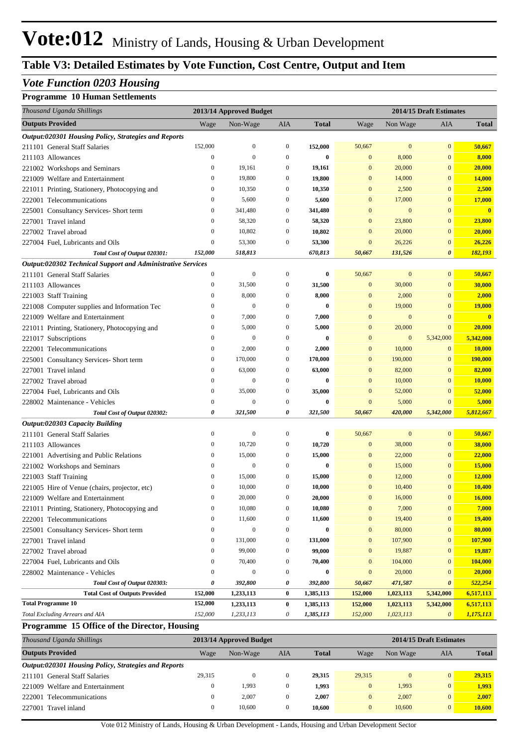# Vote:012 Ministry of Lands, Housing & Urban Development

## Table V3: Detailed Estimates by Vote Function, Cost Centre, Output and Item

### *Vote Function 0203 Housing*

**Programme 10 Human Settlements**

| *Thousand Uganda Shillings* | 2013/14 Approved Budget | | | | 2014/15 Draft Estimates | | | |
|---|---|---|---|---|---|---|---|---|
| **Outputs Provided** | Wage | Non-Wage | AIA | **Total** | Wage | Non Wage | AIA | **Total** |
| ***Output:020301 Housing Policy, Strategies and Reports*** | | | | | | | | |
| 211101 General Staff Salaries | 152,000 | 0 | 0 | **152,000** | 50,667 | 0 | 0 | **50,667** |
| 211103 Allowances | 0 | 0 | 0 | **0** | 0 | 8,000 | 0 | **8,000** |
| 221002 Workshops and Seminars | 0 | 19,161 | 0 | **19,161** | 0 | 20,000 | 0 | **20,000** |
| 221009 Welfare and Entertainment | 0 | 19,800 | 0 | **19,800** | 0 | 14,000 | 0 | **14,000** |
| 221011 Printing, Stationery, Photocopying and | 0 | 10,350 | 0 | **10,350** | 0 | 2,500 | 0 | **2,500** |
| 222001 Telecommunications | 0 | 5,600 | 0 | **5,600** | 0 | 17,000 | 0 | **17,000** |
| 225001 Consultancy Services- Short term | 0 | 341,480 | 0 | **341,480** | 0 | 0 | 0 | **0** |
| 227001 Travel inland | 0 | 58,320 | 0 | **58,320** | 0 | 23,800 | 0 | **23,800** |
| 227002 Travel abroad | 0 | 10,802 | 0 | **10,802** | 0 | 20,000 | 0 | **20,000** |
| 227004 Fuel, Lubricants and Oils | 0 | 53,300 | 0 | **53,300** | 0 | 26,226 | 0 | **26,226** |
| ***Total Cost of Output 020301:*** | ***152,000*** | ***518,813*** | | ***670,813*** | ***50,667*** | ***131,526*** | ***0*** | ***182,193*** |
| ***Output:020302 Technical Support and Administrative Services*** | | | | | | | | |
| 211101 General Staff Salaries | 0 | 0 | 0 | **0** | 50,667 | 0 | 0 | **50,667** |
| 211103 Allowances | 0 | 31,500 | 0 | **31,500** | 0 | 30,000 | 0 | **30,000** |
| 221003 Staff Training | 0 | 8,000 | 0 | **8,000** | 0 | 2,000 | 0 | **2,000** |
| 221008 Computer supplies and Information Tec | 0 | 0 | 0 | **0** | 0 | 19,000 | 0 | **19,000** |
| 221009 Welfare and Entertainment | 0 | 7,000 | 0 | **7,000** | 0 | 0 | 0 | **0** |
| 221011 Printing, Stationery, Photocopying and | 0 | 5,000 | 0 | **5,000** | 0 | 20,000 | 0 | **20,000** |
| 221017 Subscriptions | 0 | 0 | 0 | **0** | 0 | 0 | 5,342,000 | **5,342,000** |
| 222001 Telecommunications | 0 | 2,000 | 0 | **2,000** | 0 | 10,000 | 0 | **10,000** |
| 225001 Consultancy Services- Short term | 0 | 170,000 | 0 | **170,000** | 0 | 190,000 | 0 | **190,000** |
| 227001 Travel inland | 0 | 63,000 | 0 | **63,000** | 0 | 82,000 | 0 | **82,000** |
| 227002 Travel abroad | 0 | 0 | 0 | **0** | 0 | 10,000 | 0 | **10,000** |
| 227004 Fuel, Lubricants and Oils | 0 | 35,000 | 0 | **35,000** | 0 | 52,000 | 0 | **52,000** |
| 228002 Maintenance - Vehicles | 0 | 0 | 0 | **0** | 0 | 5,000 | 0 | **5,000** |
| ***Total Cost of Output 020302:*** | ***0*** | ***321,500*** | ***0*** | ***321,500*** | ***50,667*** | ***420,000*** | ***5,342,000*** | ***5,812,667*** |
| ***Output:020303 Capacity Building*** | | | | | | | | |
| 211101 General Staff Salaries | 0 | 0 | 0 | **0** | 50,667 | 0 | 0 | **50,667** |
| 211103 Allowances | 0 | 10,720 | 0 | **10,720** | 0 | 38,000 | 0 | **38,000** |
| 221001 Advertising and Public Relations | 0 | 15,000 | 0 | **15,000** | 0 | 22,000 | 0 | **22,000** |
| 221002 Workshops and Seminars | 0 | 0 | 0 | **0** | 0 | 15,000 | 0 | **15,000** |
| 221003 Staff Training | 0 | 15,000 | 0 | **15,000** | 0 | 12,000 | 0 | **12,000** |
| 221005 Hire of Venue (chairs, projector, etc) | 0 | 10,000 | 0 | **10,000** | 0 | 10,400 | 0 | **10,400** |
| 221009 Welfare and Entertainment | 0 | 20,000 | 0 | **20,000** | 0 | 16,000 | 0 | **16,000** |
| 221011 Printing, Stationery, Photocopying and | 0 | 10,080 | 0 | **10,080** | 0 | 7,000 | 0 | **7,000** |
| 222001 Telecommunications | 0 | 11,600 | 0 | **11,600** | 0 | 19,400 | 0 | **19,400** |
| 225001 Consultancy Services- Short term | 0 | 0 | 0 | **0** | 0 | 80,000 | 0 | **80,000** |
| 227001 Travel inland | 0 | 131,000 | 0 | **131,000** | 0 | 107,900 | 0 | **107,900** |
| 227002 Travel abroad | 0 | 99,000 | 0 | **99,000** | 0 | 19,887 | 0 | **19,887** |
| 227004 Fuel, Lubricants and Oils | 0 | 70,400 | 0 | **70,400** | 0 | 104,000 | 0 | **104,000** |
| 228002 Maintenance - Vehicles | 0 | 0 | 0 | **0** | 0 | 20,000 | 0 | **20,000** |
| ***Total Cost of Output 020303:*** | ***0*** | ***392,800*** | ***0*** | ***392,800*** | ***50,667*** | ***471,587*** | ***0*** | ***522,254*** |
| ***Total Cost of Outputs Provided*** | **152,000** | **1,233,113** | **0** | **1,385,113** | **152,000** | **1,023,113** | **5,342,000** | **6,517,113** |
| **Total Programme 10** | **152,000** | **1,233,113** | **0** | **1,385,113** | **152,000** | **1,023,113** | **5,342,000** | **6,517,113** |
| *Total Excluding Arrears and AIA* | *152,000* | *1,233,113* | *0* | *1,385,113* | *152,000* | *1,023,113* | *0* | *1,175,113* |

**Programme 15 Office of the Director, Housing**

| *Thousand Uganda Shillings* | 2013/14 Approved Budget | | | | 2014/15 Draft Estimates | | | |
|---|---|---|---|---|---|---|---|---|
| **Outputs Provided** | Wage | Non-Wage | AIA | **Total** | Wage | Non Wage | AIA | **Total** |
| ***Output:020301 Housing Policy, Strategies and Reports*** | | | | | | | | |
| 211101 General Staff Salaries | 29,315 | 0 | 0 | **29,315** | 29,315 | 0 | 0 | **29,315** |
| 221009 Welfare and Entertainment | 0 | 1,993 | 0 | **1,993** | 0 | 1,993 | 0 | **1,993** |
| 222001 Telecommunications | 0 | 2,007 | 0 | **2,007** | 0 | 2,007 | 0 | **2,007** |
| 227001 Travel inland | 0 | 10,600 | 0 | **10,600** | 0 | 10,600 | 0 | **10,600** |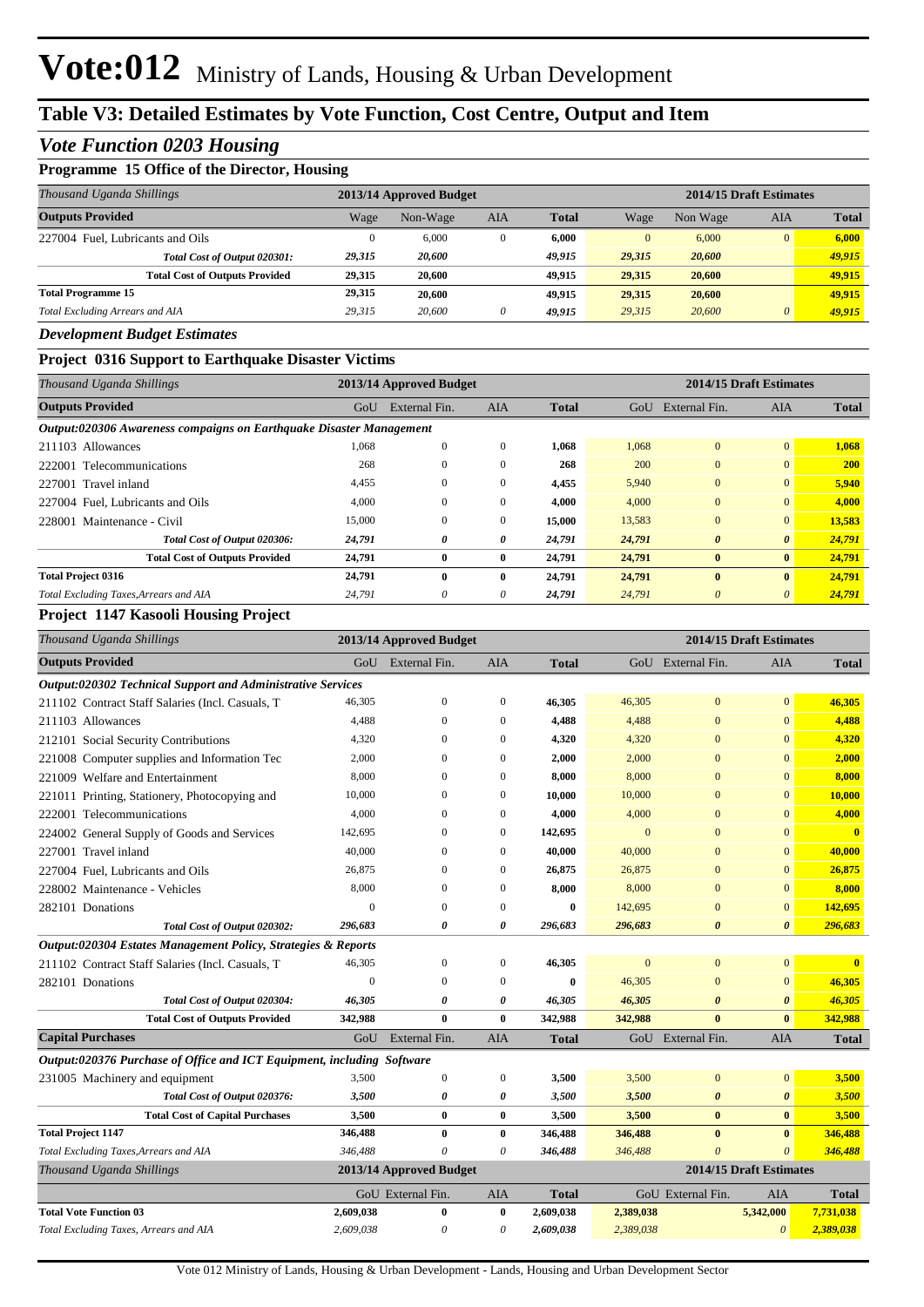# Vote:012 Ministry of Lands, Housing & Urban Development

## Table V3: Detailed Estimates by Vote Function, Cost Centre, Output and Item

### *Vote Function 0203 Housing*

**Programme 15 Office of the Director, Housing**

| *Thousand Uganda Shillings* | 2013/14 Approved Budget | | | | 2014/15 Draft Estimates | | | |
|---|---|---|---|---|---|---|---|---|
| **Outputs Provided** | Wage | Non-Wage | AIA | **Total** | Wage | Non Wage | AIA | **Total** |
| 227004 Fuel, Lubricants and Oils | 0 | 6,000 | 0 | **6,000** | 0 | 6,000 | 0 | **6,000** |
| ***Total Cost of Output 020301:*** | ***29,315*** | ***20,600*** | | ***49,915*** | ***29,315*** | ***20,600*** | | ***49,915*** |
| **Total Cost of Outputs Provided** | **29,315** | **20,600** | | **49,915** | **29,315** | **20,600** | | **49,915** |
| **Total Programme 15** | **29,315** | **20,600** | | **49,915** | **29,315** | **20,600** | | **49,915** |
| *Total Excluding Arrears and AIA* | *29,315* | *20,600* | *0* | ***49,915*** | *29,315* | *20,600* | *0* | ***49,915*** |

***Development Budget Estimates***

**Project 0316 Support to Earthquake Disaster Victims**

| *Thousand Uganda Shillings* | 2013/14 Approved Budget | | | | 2014/15 Draft Estimates | | | |
|---|---|---|---|---|---|---|---|---|
| **Outputs Provided** | GoU | External Fin. | AIA | **Total** | GoU | External Fin. | AIA | **Total** |
| ***Output:020306 Awareness compaigns on Earthquake Disaster Management*** | | | | | | | | |
| 211103 Allowances | 1,068 | 0 | 0 | **1,068** | 1,068 | 0 | 0 | **1,068** |
| 222001 Telecommunications | 268 | 0 | 0 | **268** | 200 | 0 | 0 | **200** |
| 227001 Travel inland | 4,455 | 0 | 0 | **4,455** | 5,940 | 0 | 0 | **5,940** |
| 227004 Fuel, Lubricants and Oils | 4,000 | 0 | 0 | **4,000** | 4,000 | 0 | 0 | **4,000** |
| 228001 Maintenance - Civil | 15,000 | 0 | 0 | **15,000** | 13,583 | 0 | 0 | **13,583** |
| ***Total Cost of Output 020306:*** | ***24,791*** | ***0*** | ***0*** | ***24,791*** | ***24,791*** | ***0*** | ***0*** | ***24,791*** |
| **Total Cost of Outputs Provided** | **24,791** | **0** | **0** | **24,791** | **24,791** | **0** | **0** | **24,791** |
| **Total Project 0316** | **24,791** | **0** | **0** | **24,791** | **24,791** | **0** | **0** | **24,791** |
| *Total Excluding Taxes,Arrears and AIA* | *24,791* | *0* | *0* | ***24,791*** | *24,791* | *0* | *0* | ***24,791*** |

**Project 1147 Kasooli Housing Project**

| *Thousand Uganda Shillings* | 2013/14 Approved Budget | | | | 2014/15 Draft Estimates | | | |
|---|---|---|---|---|---|---|---|---|
| **Outputs Provided** | GoU | External Fin. | AIA | **Total** | GoU | External Fin. | AIA | **Total** |
| ***Output:020302 Technical Support and Administrative Services*** | | | | | | | | |
| 211102 Contract Staff Salaries (Incl. Casuals, T | 46,305 | 0 | 0 | **46,305** | 46,305 | 0 | 0 | **46,305** |
| 211103 Allowances | 4,488 | 0 | 0 | **4,488** | 4,488 | 0 | 0 | **4,488** |
| 212101 Social Security Contributions | 4,320 | 0 | 0 | **4,320** | 4,320 | 0 | 0 | **4,320** |
| 221008 Computer supplies and Information Tec | 2,000 | 0 | 0 | **2,000** | 2,000 | 0 | 0 | **2,000** |
| 221009 Welfare and Entertainment | 8,000 | 0 | 0 | **8,000** | 8,000 | 0 | 0 | **8,000** |
| 221011 Printing, Stationery, Photocopying and | 10,000 | 0 | 0 | **10,000** | 10,000 | 0 | 0 | **10,000** |
| 222001 Telecommunications | 4,000 | 0 | 0 | **4,000** | 4,000 | 0 | 0 | **4,000** |
| 224002 General Supply of Goods and Services | 142,695 | 0 | 0 | **142,695** | 0 | 0 | 0 | **0** |
| 227001 Travel inland | 40,000 | 0 | 0 | **40,000** | 40,000 | 0 | 0 | **40,000** |
| 227004 Fuel, Lubricants and Oils | 26,875 | 0 | 0 | **26,875** | 26,875 | 0 | 0 | **26,875** |
| 228002 Maintenance - Vehicles | 8,000 | 0 | 0 | **8,000** | 8,000 | 0 | 0 | **8,000** |
| 282101 Donations | 0 | 0 | 0 | **0** | 142,695 | 0 | 0 | **142,695** |
| ***Total Cost of Output 020302:*** | ***296,683*** | ***0*** | ***0*** | ***296,683*** | ***296,683*** | ***0*** | ***0*** | ***296,683*** |
| ***Output:020304 Estates Management Policy, Strategies & Reports*** | | | | | | | | |
| 211102 Contract Staff Salaries (Incl. Casuals, T | 46,305 | 0 | 0 | **46,305** | 0 | 0 | 0 | **0** |
| 282101 Donations | 0 | 0 | 0 | **0** | 46,305 | 0 | 0 | **46,305** |
| ***Total Cost of Output 020304:*** | ***46,305*** | ***0*** | ***0*** | ***46,305*** | ***46,305*** | ***0*** | ***0*** | ***46,305*** |
| **Total Cost of Outputs Provided** | **342,988** | **0** | **0** | **342,988** | **342,988** | **0** | **0** | **342,988** |
| **Capital Purchases** | GoU | External Fin. | AIA | **Total** | GoU | External Fin. | AIA | **Total** |
| ***Output:020376 Purchase of Office and ICT Equipment, including Software*** | | | | | | | | |
| 231005 Machinery and equipment | 3,500 | 0 | 0 | **3,500** | 3,500 | 0 | 0 | **3,500** |
| ***Total Cost of Output 020376:*** | ***3,500*** | ***0*** | ***0*** | ***3,500*** | ***3,500*** | ***0*** | ***0*** | ***3,500*** |
| **Total Cost of Capital Purchases** | **3,500** | **0** | **0** | **3,500** | **3,500** | **0** | **0** | **3,500** |
| **Total Project 1147** | **346,488** | **0** | **0** | **346,488** | **346,488** | **0** | **0** | **346,488** |
| *Total Excluding Taxes,Arrears and AIA* | *346,488* | *0* | *0* | ***346,488*** | *346,488* | *0* | *0* | ***346,488*** |

| *Thousand Uganda Shillings* | 2013/14 Approved Budget | | | | 2014/15 Draft Estimates | | | |
|---|---|---|---|---|---|---|---|---|
| | GoU | External Fin. | AIA | **Total** | GoU | External Fin. | AIA | **Total** |
| **Total Vote Function 03** | **2,609,038** | **0** | **0** | **2,609,038** | **2,389,038** | | **5,342,000** | **7,731,038** |
| *Total Excluding Taxes, Arrears and AIA* | *2,609,038* | *0* | *0* | ***2,609,038*** | *2,389,038* | | *0* | ***2,389,038*** |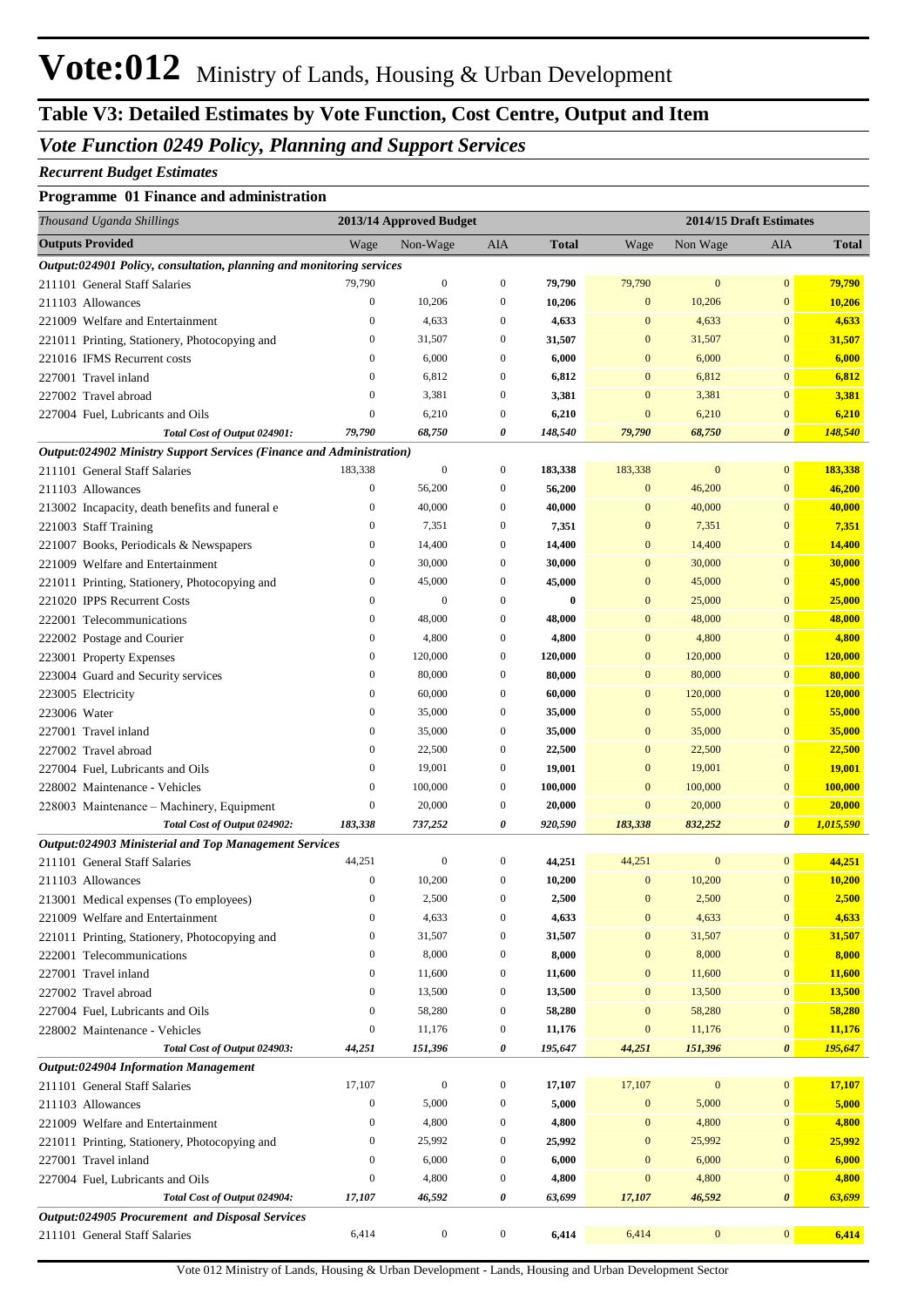# Vote:012 Ministry of Lands, Housing & Urban Development

## Table V3: Detailed Estimates by Vote Function, Cost Centre, Output and Item

### *Vote Function 0249 Policy, Planning and Support Services*

***Recurrent Budget Estimates***

**Programme 01 Finance and administration**

| *Thousand Uganda Shillings* | 2013/14 Approved Budget | | | | 2014/15 Draft Estimates | | | |
|---|---|---|---|---|---|---|---|---|
| **Outputs Provided** | Wage | Non-Wage | AIA | **Total** | Wage | Non Wage | AIA | **Total** |
| ***Output:024901 Policy, consultation, planning and monitoring services*** | | | | | | | | |
| 211101 General Staff Salaries | 79,790 | 0 | 0 | **79,790** | 79,790 | 0 | 0 | **79,790** |
| 211103 Allowances | 0 | 10,206 | 0 | **10,206** | 0 | 10,206 | 0 | **10,206** |
| 221009 Welfare and Entertainment | 0 | 4,633 | 0 | **4,633** | 0 | 4,633 | 0 | **4,633** |
| 221011 Printing, Stationery, Photocopying and | 0 | 31,507 | 0 | **31,507** | 0 | 31,507 | 0 | **31,507** |
| 221016 IFMS Recurrent costs | 0 | 6,000 | 0 | **6,000** | 0 | 6,000 | 0 | **6,000** |
| 227001 Travel inland | 0 | 6,812 | 0 | **6,812** | 0 | 6,812 | 0 | **6,812** |
| 227002 Travel abroad | 0 | 3,381 | 0 | **3,381** | 0 | 3,381 | 0 | **3,381** |
| 227004 Fuel, Lubricants and Oils | 0 | 6,210 | 0 | **6,210** | 0 | 6,210 | 0 | **6,210** |
| ***Total Cost of Output 024901:*** | ***79,790*** | ***68,750*** | ***0*** | ***148,540*** | ***79,790*** | ***68,750*** | ***0*** | ***148,540*** |
| ***Output:024902 Ministry Support Services (Finance and Administration)*** | | | | | | | | |
| 211101 General Staff Salaries | 183,338 | 0 | 0 | **183,338** | 183,338 | 0 | 0 | **183,338** |
| 211103 Allowances | 0 | 56,200 | 0 | **56,200** | 0 | 46,200 | 0 | **46,200** |
| 213002 Incapacity, death benefits and funeral e | 0 | 40,000 | 0 | **40,000** | 0 | 40,000 | 0 | **40,000** |
| 221003 Staff Training | 0 | 7,351 | 0 | **7,351** | 0 | 7,351 | 0 | **7,351** |
| 221007 Books, Periodicals & Newspapers | 0 | 14,400 | 0 | **14,400** | 0 | 14,400 | 0 | **14,400** |
| 221009 Welfare and Entertainment | 0 | 30,000 | 0 | **30,000** | 0 | 30,000 | 0 | **30,000** |
| 221011 Printing, Stationery, Photocopying and | 0 | 45,000 | 0 | **45,000** | 0 | 45,000 | 0 | **45,000** |
| 221020 IPPS Recurrent Costs | 0 | 0 | 0 | **0** | 0 | 25,000 | 0 | **25,000** |
| 222001 Telecommunications | 0 | 48,000 | 0 | **48,000** | 0 | 48,000 | 0 | **48,000** |
| 222002 Postage and Courier | 0 | 4,800 | 0 | **4,800** | 0 | 4,800 | 0 | **4,800** |
| 223001 Property Expenses | 0 | 120,000 | 0 | **120,000** | 0 | 120,000 | 0 | **120,000** |
| 223004 Guard and Security services | 0 | 80,000 | 0 | **80,000** | 0 | 80,000 | 0 | **80,000** |
| 223005 Electricity | 0 | 60,000 | 0 | **60,000** | 0 | 120,000 | 0 | **120,000** |
| 223006 Water | 0 | 35,000 | 0 | **35,000** | 0 | 55,000 | 0 | **55,000** |
| 227001 Travel inland | 0 | 35,000 | 0 | **35,000** | 0 | 35,000 | 0 | **35,000** |
| 227002 Travel abroad | 0 | 22,500 | 0 | **22,500** | 0 | 22,500 | 0 | **22,500** |
| 227004 Fuel, Lubricants and Oils | 0 | 19,001 | 0 | **19,001** | 0 | 19,001 | 0 | **19,001** |
| 228002 Maintenance - Vehicles | 0 | 100,000 | 0 | **100,000** | 0 | 100,000 | 0 | **100,000** |
| 228003 Maintenance – Machinery, Equipment | 0 | 20,000 | 0 | **20,000** | 0 | 20,000 | 0 | **20,000** |
| ***Total Cost of Output 024902:*** | ***183,338*** | ***737,252*** | ***0*** | ***920,590*** | ***183,338*** | ***832,252*** | ***0*** | ***1,015,590*** |
| ***Output:024903 Ministerial and Top Management Services*** | | | | | | | | |
| 211101 General Staff Salaries | 44,251 | 0 | 0 | **44,251** | 44,251 | 0 | 0 | **44,251** |
| 211103 Allowances | 0 | 10,200 | 0 | **10,200** | 0 | 10,200 | 0 | **10,200** |
| 213001 Medical expenses (To employees) | 0 | 2,500 | 0 | **2,500** | 0 | 2,500 | 0 | **2,500** |
| 221009 Welfare and Entertainment | 0 | 4,633 | 0 | **4,633** | 0 | 4,633 | 0 | **4,633** |
| 221011 Printing, Stationery, Photocopying and | 0 | 31,507 | 0 | **31,507** | 0 | 31,507 | 0 | **31,507** |
| 222001 Telecommunications | 0 | 8,000 | 0 | **8,000** | 0 | 8,000 | 0 | **8,000** |
| 227001 Travel inland | 0 | 11,600 | 0 | **11,600** | 0 | 11,600 | 0 | **11,600** |
| 227002 Travel abroad | 0 | 13,500 | 0 | **13,500** | 0 | 13,500 | 0 | **13,500** |
| 227004 Fuel, Lubricants and Oils | 0 | 58,280 | 0 | **58,280** | 0 | 58,280 | 0 | **58,280** |
| 228002 Maintenance - Vehicles | 0 | 11,176 | 0 | **11,176** | 0 | 11,176 | 0 | **11,176** |
| ***Total Cost of Output 024903:*** | ***44,251*** | ***151,396*** | ***0*** | ***195,647*** | ***44,251*** | ***151,396*** | ***0*** | ***195,647*** |
| ***Output:024904 Information Management*** | | | | | | | | |
| 211101 General Staff Salaries | 17,107 | 0 | 0 | **17,107** | 17,107 | 0 | 0 | **17,107** |
| 211103 Allowances | 0 | 5,000 | 0 | **5,000** | 0 | 5,000 | 0 | **5,000** |
| 221009 Welfare and Entertainment | 0 | 4,800 | 0 | **4,800** | 0 | 4,800 | 0 | **4,800** |
| 221011 Printing, Stationery, Photocopying and | 0 | 25,992 | 0 | **25,992** | 0 | 25,992 | 0 | **25,992** |
| 227001 Travel inland | 0 | 6,000 | 0 | **6,000** | 0 | 6,000 | 0 | **6,000** |
| 227004 Fuel, Lubricants and Oils | 0 | 4,800 | 0 | **4,800** | 0 | 4,800 | 0 | **4,800** |
| ***Total Cost of Output 024904:*** | ***17,107*** | ***46,592*** | ***0*** | ***63,699*** | ***17,107*** | ***46,592*** | ***0*** | ***63,699*** |
| ***Output:024905 Procurement and Disposal Services*** | | | | | | | | |
| 211101 General Staff Salaries | 6,414 | 0 | 0 | **6,414** | 6,414 | 0 | 0 | **6,414** |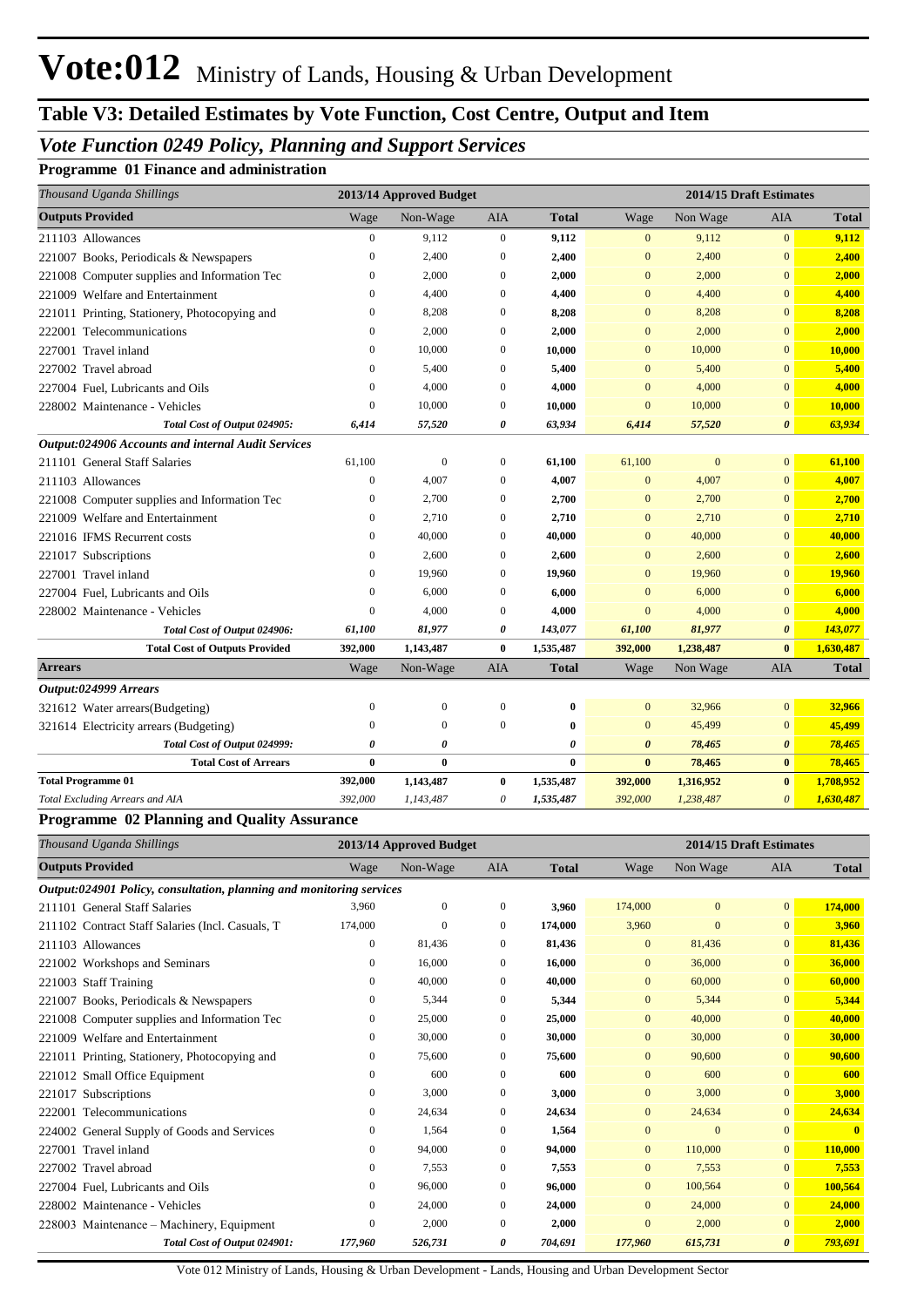# Vote:012 Ministry of Lands, Housing & Urban Development

## Table V3: Detailed Estimates by Vote Function, Cost Centre, Output and Item

### *Vote Function 0249 Policy, Planning and Support Services*

**Programme 01 Finance and administration**

| *Thousand Uganda Shillings* | 2013/14 Approved Budget | | | | 2014/15 Draft Estimates | | | |
|---|---|---|---|---|---|---|---|---|
| **Outputs Provided** | Wage | Non-Wage | AIA | **Total** | Wage | Non Wage | AIA | **Total** |
| 211103 Allowances | 0 | 9,112 | 0 | **9,112** | 0 | 9,112 | 0 | **9,112** |
| 221007 Books, Periodicals & Newspapers | 0 | 2,400 | 0 | **2,400** | 0 | 2,400 | 0 | **2,400** |
| 221008 Computer supplies and Information Tec | 0 | 2,000 | 0 | **2,000** | 0 | 2,000 | 0 | **2,000** |
| 221009 Welfare and Entertainment | 0 | 4,400 | 0 | **4,400** | 0 | 4,400 | 0 | **4,400** |
| 221011 Printing, Stationery, Photocopying and | 0 | 8,208 | 0 | **8,208** | 0 | 8,208 | 0 | **8,208** |
| 222001 Telecommunications | 0 | 2,000 | 0 | **2,000** | 0 | 2,000 | 0 | **2,000** |
| 227001 Travel inland | 0 | 10,000 | 0 | **10,000** | 0 | 10,000 | 0 | **10,000** |
| 227002 Travel abroad | 0 | 5,400 | 0 | **5,400** | 0 | 5,400 | 0 | **5,400** |
| 227004 Fuel, Lubricants and Oils | 0 | 4,000 | 0 | **4,000** | 0 | 4,000 | 0 | **4,000** |
| 228002 Maintenance - Vehicles | 0 | 10,000 | 0 | **10,000** | 0 | 10,000 | 0 | **10,000** |
| ***Total Cost of Output 024905:*** | ***6,414*** | ***57,520*** | ***0*** | ***63,934*** | ***6,414*** | ***57,520*** | ***0*** | ***63,934*** |
| ***Output:024906 Accounts and internal Audit Services*** | | | | | | | | |
| 211101 General Staff Salaries | 61,100 | 0 | 0 | **61,100** | 61,100 | 0 | 0 | **61,100** |
| 211103 Allowances | 0 | 4,007 | 0 | **4,007** | 0 | 4,007 | 0 | **4,007** |
| 221008 Computer supplies and Information Tec | 0 | 2,700 | 0 | **2,700** | 0 | 2,700 | 0 | **2,700** |
| 221009 Welfare and Entertainment | 0 | 2,710 | 0 | **2,710** | 0 | 2,710 | 0 | **2,710** |
| 221016 IFMS Recurrent costs | 0 | 40,000 | 0 | **40,000** | 0 | 40,000 | 0 | **40,000** |
| 221017 Subscriptions | 0 | 2,600 | 0 | **2,600** | 0 | 2,600 | 0 | **2,600** |
| 227001 Travel inland | 0 | 19,960 | 0 | **19,960** | 0 | 19,960 | 0 | **19,960** |
| 227004 Fuel, Lubricants and Oils | 0 | 6,000 | 0 | **6,000** | 0 | 6,000 | 0 | **6,000** |
| 228002 Maintenance - Vehicles | 0 | 4,000 | 0 | **4,000** | 0 | 4,000 | 0 | **4,000** |
| ***Total Cost of Output 024906:*** | ***61,100*** | ***81,977*** | ***0*** | ***143,077*** | ***61,100*** | ***81,977*** | ***0*** | ***143,077*** |
| **Total Cost of Outputs Provided** | **392,000** | **1,143,487** | **0** | **1,535,487** | **392,000** | **1,238,487** | **0** | **1,630,487** |
| **Arrears** | Wage | Non-Wage | AIA | **Total** | Wage | Non Wage | AIA | **Total** |
| ***Output:024999 Arrears*** | | | | | | | | |
| 321612 Water arrears(Budgeting) | 0 | 0 | 0 | **0** | 0 | 32,966 | 0 | **32,966** |
| 321614 Electricity arrears (Budgeting) | 0 | 0 | 0 | **0** | 0 | 45,499 | 0 | **45,499** |
| ***Total Cost of Output 024999:*** | ***0*** | ***0*** | | ***0*** | ***0*** | ***78,465*** | ***0*** | ***78,465*** |
| **Total Cost of Arrears** | **0** | **0** | | **0** | **0** | **78,465** | **0** | **78,465** |
| **Total Programme 01** | **392,000** | **1,143,487** | **0** | **1,535,487** | **392,000** | **1,316,952** | **0** | **1,708,952** |
| *Total Excluding Arrears and AIA* | *392,000* | *1,143,487* | *0* | *1,535,487* | *392,000* | *1,238,487* | *0* | *1,630,487* |

**Programme 02 Planning and Quality Assurance**

| *Thousand Uganda Shillings* | 2013/14 Approved Budget | | | | 2014/15 Draft Estimates | | | |
|---|---|---|---|---|---|---|---|---|
| **Outputs Provided** | Wage | Non-Wage | AIA | **Total** | Wage | Non Wage | AIA | **Total** |
| ***Output:024901 Policy, consultation, planning and monitoring services*** | | | | | | | | |
| 211101 General Staff Salaries | 3,960 | 0 | 0 | **3,960** | 174,000 | 0 | 0 | **174,000** |
| 211102 Contract Staff Salaries (Incl. Casuals, T | 174,000 | 0 | 0 | **174,000** | 3,960 | 0 | 0 | **3,960** |
| 211103 Allowances | 0 | 81,436 | 0 | **81,436** | 0 | 81,436 | 0 | **81,436** |
| 221002 Workshops and Seminars | 0 | 16,000 | 0 | **16,000** | 0 | 36,000 | 0 | **36,000** |
| 221003 Staff Training | 0 | 40,000 | 0 | **40,000** | 0 | 60,000 | 0 | **60,000** |
| 221007 Books, Periodicals & Newspapers | 0 | 5,344 | 0 | **5,344** | 0 | 5,344 | 0 | **5,344** |
| 221008 Computer supplies and Information Tec | 0 | 25,000 | 0 | **25,000** | 0 | 40,000 | 0 | **40,000** |
| 221009 Welfare and Entertainment | 0 | 30,000 | 0 | **30,000** | 0 | 30,000 | 0 | **30,000** |
| 221011 Printing, Stationery, Photocopying and | 0 | 75,600 | 0 | **75,600** | 0 | 90,600 | 0 | **90,600** |
| 221012 Small Office Equipment | 0 | 600 | 0 | **600** | 0 | 600 | 0 | **600** |
| 221017 Subscriptions | 0 | 3,000 | 0 | **3,000** | 0 | 3,000 | 0 | **3,000** |
| 222001 Telecommunications | 0 | 24,634 | 0 | **24,634** | 0 | 24,634 | 0 | **24,634** |
| 224002 General Supply of Goods and Services | 0 | 1,564 | 0 | **1,564** | 0 | 0 | 0 | **0** |
| 227001 Travel inland | 0 | 94,000 | 0 | **94,000** | 0 | 110,000 | 0 | **110,000** |
| 227002 Travel abroad | 0 | 7,553 | 0 | **7,553** | 0 | 7,553 | 0 | **7,553** |
| 227004 Fuel, Lubricants and Oils | 0 | 96,000 | 0 | **96,000** | 0 | 100,564 | 0 | **100,564** |
| 228002 Maintenance - Vehicles | 0 | 24,000 | 0 | **24,000** | 0 | 24,000 | 0 | **24,000** |
| 228003 Maintenance – Machinery, Equipment | 0 | 2,000 | 0 | **2,000** | 0 | 2,000 | 0 | **2,000** |
| ***Total Cost of Output 024901:*** | ***177,960*** | ***526,731*** | ***0*** | ***704,691*** | ***177,960*** | ***615,731*** | ***0*** | ***793,691*** |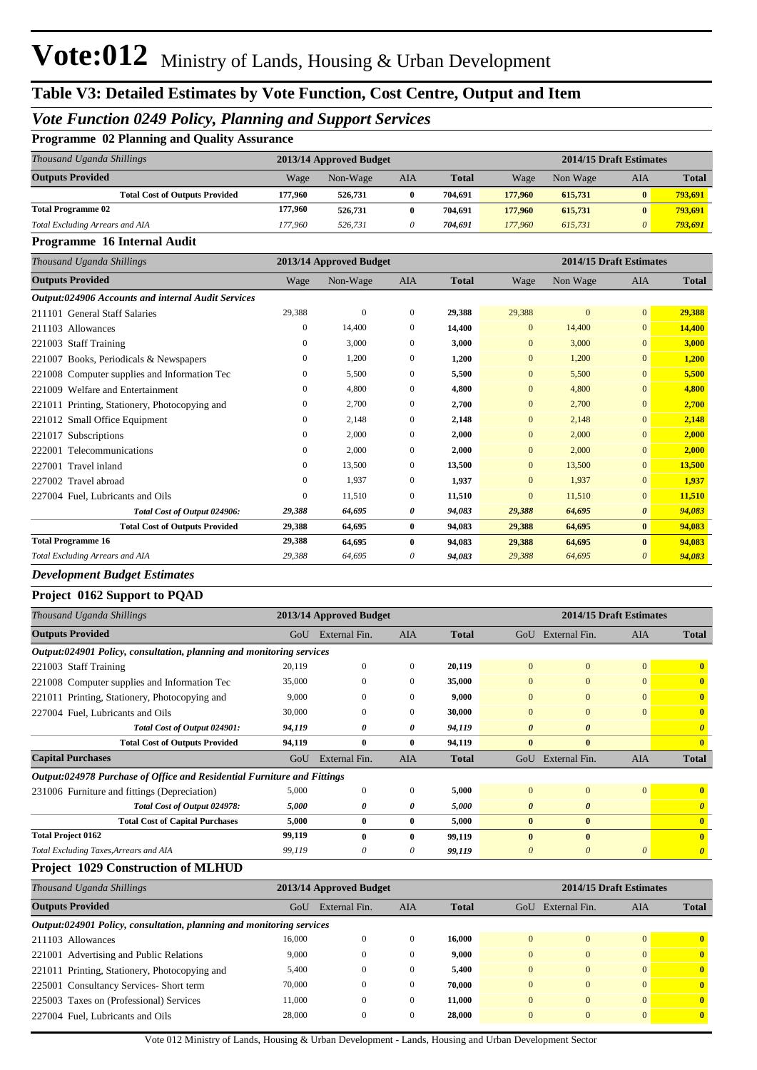# Vote:012 Ministry of Lands, Housing & Urban Development

## Table V3: Detailed Estimates by Vote Function, Cost Centre, Output and Item

### *Vote Function 0249 Policy, Planning and Support Services*

**Programme 02 Planning and Quality Assurance**

| *Thousand Uganda Shillings* | 2013/14 Approved Budget | | | | 2014/15 Draft Estimates | | | |
|---|---|---|---|---|---|---|---|---|
| **Outputs Provided** | Wage | Non-Wage | AIA | **Total** | Wage | Non Wage | AIA | **Total** |
| **Total Cost of Outputs Provided** | **177,960** | **526,731** | **0** | **704,691** | **177,960** | **615,731** | **0** | **793,691** |
| **Total Programme 02** | **177,960** | **526,731** | **0** | **704,691** | **177,960** | **615,731** | **0** | **793,691** |
| *Total Excluding Arrears and AIA* | *177,960* | *526,731* | *0* | *704,691* | *177,960* | *615,731* | *0* | *793,691* |

**Programme 16 Internal Audit**

| *Thousand Uganda Shillings* | 2013/14 Approved Budget | | | | 2014/15 Draft Estimates | | | |
|---|---|---|---|---|---|---|---|---|
| **Outputs Provided** | Wage | Non-Wage | AIA | **Total** | Wage | Non Wage | AIA | **Total** |
| ***Output:024906 Accounts and internal Audit Services*** | | | | | | | | |
| 211101 General Staff Salaries | 29,388 | 0 | 0 | **29,388** | 29,388 | 0 | 0 | **29,388** |
| 211103 Allowances | 0 | 14,400 | 0 | **14,400** | 0 | 14,400 | 0 | **14,400** |
| 221003 Staff Training | 0 | 3,000 | 0 | **3,000** | 0 | 3,000 | 0 | **3,000** |
| 221007 Books, Periodicals & Newspapers | 0 | 1,200 | 0 | **1,200** | 0 | 1,200 | 0 | **1,200** |
| 221008 Computer supplies and Information Tec | 0 | 5,500 | 0 | **5,500** | 0 | 5,500 | 0 | **5,500** |
| 221009 Welfare and Entertainment | 0 | 4,800 | 0 | **4,800** | 0 | 4,800 | 0 | **4,800** |
| 221011 Printing, Stationery, Photocopying and | 0 | 2,700 | 0 | **2,700** | 0 | 2,700 | 0 | **2,700** |
| 221012 Small Office Equipment | 0 | 2,148 | 0 | **2,148** | 0 | 2,148 | 0 | **2,148** |
| 221017 Subscriptions | 0 | 2,000 | 0 | **2,000** | 0 | 2,000 | 0 | **2,000** |
| 222001 Telecommunications | 0 | 2,000 | 0 | **2,000** | 0 | 2,000 | 0 | **2,000** |
| 227001 Travel inland | 0 | 13,500 | 0 | **13,500** | 0 | 13,500 | 0 | **13,500** |
| 227002 Travel abroad | 0 | 1,937 | 0 | **1,937** | 0 | 1,937 | 0 | **1,937** |
| 227004 Fuel, Lubricants and Oils | 0 | 11,510 | 0 | **11,510** | 0 | 11,510 | 0 | **11,510** |
| ***Total Cost of Output 024906:*** | ***29,388*** | ***64,695*** | ***0*** | ***94,083*** | ***29,388*** | ***64,695*** | ***0*** | ***94,083*** |
| **Total Cost of Outputs Provided** | **29,388** | **64,695** | **0** | **94,083** | **29,388** | **64,695** | **0** | **94,083** |
| **Total Programme 16** | **29,388** | **64,695** | **0** | **94,083** | **29,388** | **64,695** | **0** | **94,083** |
| *Total Excluding Arrears and AIA* | *29,388* | *64,695* | *0* | *94,083* | *29,388* | *64,695* | *0* | *94,083* |

### *Development Budget Estimates*

**Project 0162 Support to PQAD**

| *Thousand Uganda Shillings* | 2013/14 Approved Budget | | | | 2014/15 Draft Estimates | | | |
|---|---|---|---|---|---|---|---|---|
| **Outputs Provided** | GoU | External Fin. | AIA | **Total** | GoU | External Fin. | AIA | **Total** |
| ***Output:024901 Policy, consultation, planning and monitoring services*** | | | | | | | | |
| 221003 Staff Training | 20,119 | 0 | 0 | **20,119** | 0 | 0 | 0 | **0** |
| 221008 Computer supplies and Information Tec | 35,000 | 0 | 0 | **35,000** | 0 | 0 | 0 | **0** |
| 221011 Printing, Stationery, Photocopying and | 9,000 | 0 | 0 | **9,000** | 0 | 0 | 0 | **0** |
| 227004 Fuel, Lubricants and Oils | 30,000 | 0 | 0 | **30,000** | 0 | 0 | 0 | **0** |
| ***Total Cost of Output 024901:*** | ***94,119*** | ***0*** | ***0*** | ***94,119*** | ***0*** | ***0*** | | ***0*** |
| **Total Cost of Outputs Provided** | **94,119** | **0** | **0** | **94,119** | **0** | **0** | | **0** |
| **Capital Purchases** | GoU | External Fin. | AIA | **Total** | GoU | External Fin. | AIA | **Total** |
| ***Output:024978 Purchase of Office and Residential Furniture and Fittings*** | | | | | | | | |
| 231006 Furniture and fittings (Depreciation) | 5,000 | 0 | 0 | **5,000** | 0 | 0 | 0 | **0** |
| ***Total Cost of Output 024978:*** | ***5,000*** | ***0*** | ***0*** | ***5,000*** | ***0*** | ***0*** | | ***0*** |
| **Total Cost of Capital Purchases** | **5,000** | **0** | **0** | **5,000** | **0** | **0** | | **0** |
| **Total Project 0162** | **99,119** | **0** | **0** | **99,119** | **0** | **0** | | **0** |
| *Total Excluding Taxes,Arrears and AIA* | *99,119* | *0* | *0* | *99,119* | *0* | *0* | *0* | *0* |

**Project 1029 Construction of MLHUD**

| *Thousand Uganda Shillings* | 2013/14 Approved Budget | | | | 2014/15 Draft Estimates | | | |
|---|---|---|---|---|---|---|---|---|
| **Outputs Provided** | GoU | External Fin. | AIA | **Total** | GoU | External Fin. | AIA | **Total** |
| ***Output:024901 Policy, consultation, planning and monitoring services*** | | | | | | | | |
| 211103 Allowances | 16,000 | 0 | 0 | **16,000** | 0 | 0 | 0 | **0** |
| 221001 Advertising and Public Relations | 9,000 | 0 | 0 | **9,000** | 0 | 0 | 0 | **0** |
| 221011 Printing, Stationery, Photocopying and | 5,400 | 0 | 0 | **5,400** | 0 | 0 | 0 | **0** |
| 225001 Consultancy Services- Short term | 70,000 | 0 | 0 | **70,000** | 0 | 0 | 0 | **0** |
| 225003 Taxes on (Professional) Services | 11,000 | 0 | 0 | **11,000** | 0 | 0 | 0 | **0** |
| 227004 Fuel, Lubricants and Oils | 28,000 | 0 | 0 | **28,000** | 0 | 0 | 0 | **0** |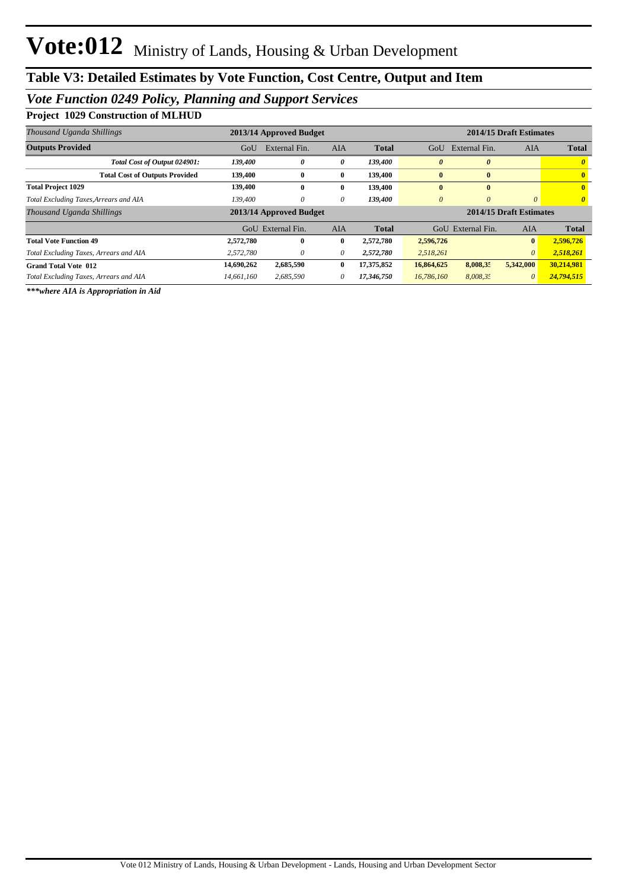# Vote:012 Ministry of Lands, Housing & Urban Development

## Table V3: Detailed Estimates by Vote Function, Cost Centre, Output and Item

### *Vote Function 0249 Policy, Planning and Support Services*

**Project 1029 Construction of MLHUD**

| *Thousand Uganda Shillings* | 2013/14 Approved Budget | | | | 2014/15 Draft Estimates | | | |
|---|---|---|---|---|---|---|---|---|
| **Outputs Provided** | GoU | External Fin. | AIA | **Total** | GoU | External Fin. | AIA | **Total** |
| ***Total Cost of Output 024901:*** | ***139,400*** | ***0*** | ***0*** | ***139,400*** | ***0*** | ***0*** | | ***0*** |
| **Total Cost of Outputs Provided** | **139,400** | **0** | **0** | **139,400** | **0** | **0** | | **0** |
| **Total Project 1029** | **139,400** | **0** | **0** | **139,400** | **0** | **0** | | **0** |
| *Total Excluding Taxes,Arrears and AIA* | *139,400* | *0* | *0* | ***139,400*** | *0* | *0* | *0* | ***0*** |

| *Thousand Uganda Shillings* | 2013/14 Approved Budget | | | | 2014/15 Draft Estimates | | | |
|---|---|---|---|---|---|---|---|---|
| | GoU | External Fin. | AIA | **Total** | GoU | External Fin. | AIA | **Total** |
| **Total Vote Function 49** | **2,572,780** | **0** | **0** | **2,572,780** | **2,596,726** | | **0** | **2,596,726** |
| *Total Excluding Taxes, Arrears and AIA* | *2,572,780* | *0* | *0* | ***2,572,780*** | *2,518,261* | | *0* | ***2,518,261*** |
| **Grand Total Vote 012** | **14,690,262** | **2,685,590** | **0** | **17,375,852** | **16,864,625** | **8,008,35** | **5,342,000** | **30,214,981** |
| *Total Excluding Taxes, Arrears and AIA* | *14,661,160* | *2,685,590* | *0* | ***17,346,750*** | *16,786,160* | *8,008,35* | *0* | ***24,794,515*** |

****\*\*where AIA is Appropriation in Aid***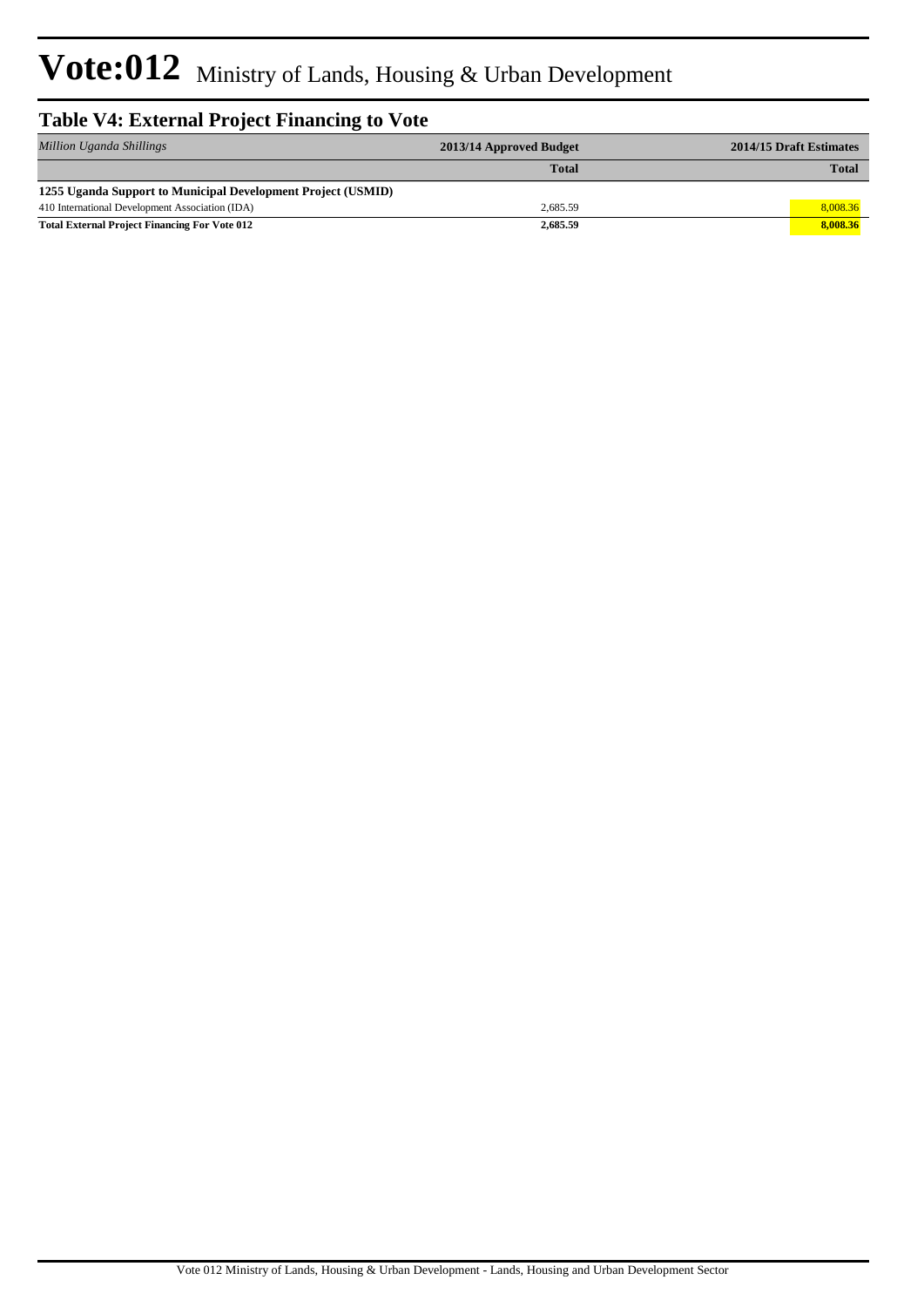# Vote:012 Ministry of Lands, Housing & Urban Development

## Table V4: External Project Financing to Vote

| *Million Uganda Shillings* | 2013/14 Approved Budget | 2014/15 Draft Estimates |
|---|---|---|
| | **Total** | **Total** |
| **1255 Uganda Support to Municipal Development Project (USMID)** | | |
| 410 International Development Association (IDA) | 2,685.59 | 8,008.36 |
| **Total External Project Financing For Vote 012** | **2,685.59** | **8,008.36** |